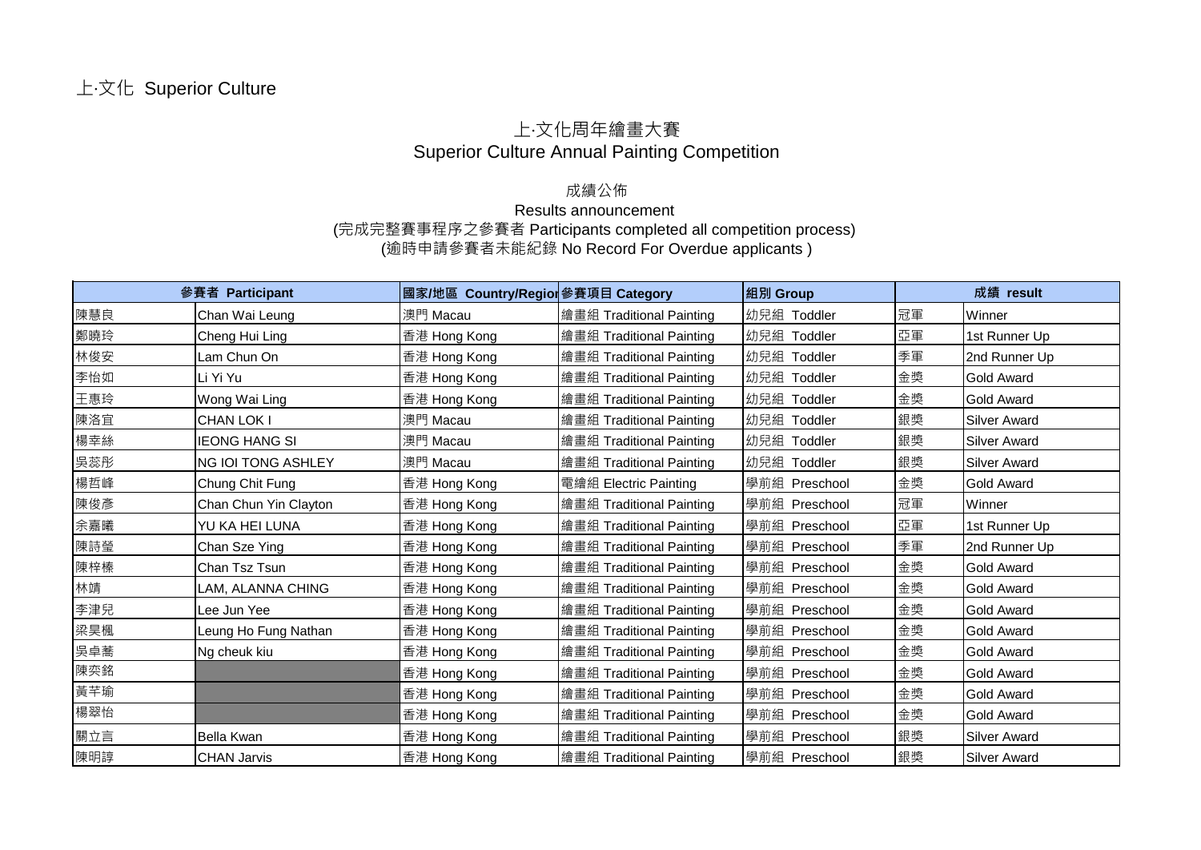上·文化 Superior Culture

# 上·文化周年繪畫大賽
# Superior Culture Annual Painting Competition

## 成績公佈
## Results announcement

(完成完整賽事程序之參賽者 Participants completed all competition process)
(逾時申請參賽者未能紀錄 No Record For Overdue applicants )

| 參賽者 Participant | | 國家/地區 Country/Region | 參賽項目 Category | 組別 Group | 成績 result | |
|---|---|---|---|---|---|---|
| 陳慧良 | Chan Wai Leung | 澳門 Macau | 繪畫組 Traditional Painting | 幼兒組 Toddler | 冠軍 | Winner |
| 鄭曉玲 | Cheng Hui Ling | 香港 Hong Kong | 繪畫組 Traditional Painting | 幼兒組 Toddler | 亞軍 | 1st Runner Up |
| 林俊安 | Lam Chun On | 香港 Hong Kong | 繪畫組 Traditional Painting | 幼兒組 Toddler | 季軍 | 2nd Runner Up |
| 李怡如 | Li Yi Yu | 香港 Hong Kong | 繪畫組 Traditional Painting | 幼兒組 Toddler | 金獎 | Gold Award |
| 王惠玲 | Wong Wai Ling | 香港 Hong Kong | 繪畫組 Traditional Painting | 幼兒組 Toddler | 金獎 | Gold Award |
| 陳洛宜 | CHAN LOK I | 澳門 Macau | 繪畫組 Traditional Painting | 幼兒組 Toddler | 銀獎 | Silver Award |
| 楊幸絲 | IEONG HANG SI | 澳門 Macau | 繪畫組 Traditional Painting | 幼兒組 Toddler | 銀獎 | Silver Award |
| 吳蕊彤 | NG IOI TONG ASHLEY | 澳門 Macau | 繪畫組 Traditional Painting | 幼兒組 Toddler | 銀獎 | Silver Award |
| 楊哲峰 | Chung Chit Fung | 香港 Hong Kong | 電繪組 Electric Painting | 學前組 Preschool | 金獎 | Gold Award |
| 陳俊彥 | Chan Chun Yin Clayton | 香港 Hong Kong | 繪畫組 Traditional Painting | 學前組 Preschool | 冠軍 | Winner |
| 余嘉曦 | YU KA HEI LUNA | 香港 Hong Kong | 繪畫組 Traditional Painting | 學前組 Preschool | 亞軍 | 1st Runner Up |
| 陳詩瑩 | Chan Sze Ying | 香港 Hong Kong | 繪畫組 Traditional Painting | 學前組 Preschool | 季軍 | 2nd Runner Up |
| 陳梓榛 | Chan Tsz Tsun | 香港 Hong Kong | 繪畫組 Traditional Painting | 學前組 Preschool | 金獎 | Gold Award |
| 林靖 | LAM, ALANNA CHING | 香港 Hong Kong | 繪畫組 Traditional Painting | 學前組 Preschool | 金獎 | Gold Award |
| 李津兒 | Lee Jun Yee | 香港 Hong Kong | 繪畫組 Traditional Painting | 學前組 Preschool | 金獎 | Gold Award |
| 梁昊楓 | Leung Ho Fung Nathan | 香港 Hong Kong | 繪畫組 Traditional Painting | 學前組 Preschool | 金獎 | Gold Award |
| 吳卓蕎 | Ng cheuk kiu | 香港 Hong Kong | 繪畫組 Traditional Painting | 學前組 Preschool | 金獎 | Gold Award |
| 陳奕銘 | | 香港 Hong Kong | 繪畫組 Traditional Painting | 學前組 Preschool | 金獎 | Gold Award |
| 黃芊瑜 | | 香港 Hong Kong | 繪畫組 Traditional Painting | 學前組 Preschool | 金獎 | Gold Award |
| 楊翠怡 | | 香港 Hong Kong | 繪畫組 Traditional Painting | 學前組 Preschool | 金獎 | Gold Award |
| 關立言 | Bella Kwan | 香港 Hong Kong | 繪畫組 Traditional Painting | 學前組 Preschool | 銀獎 | Silver Award |
| 陳明諄 | CHAN Jarvis | 香港 Hong Kong | 繪畫組 Traditional Painting | 學前組 Preschool | 銀獎 | Silver Award |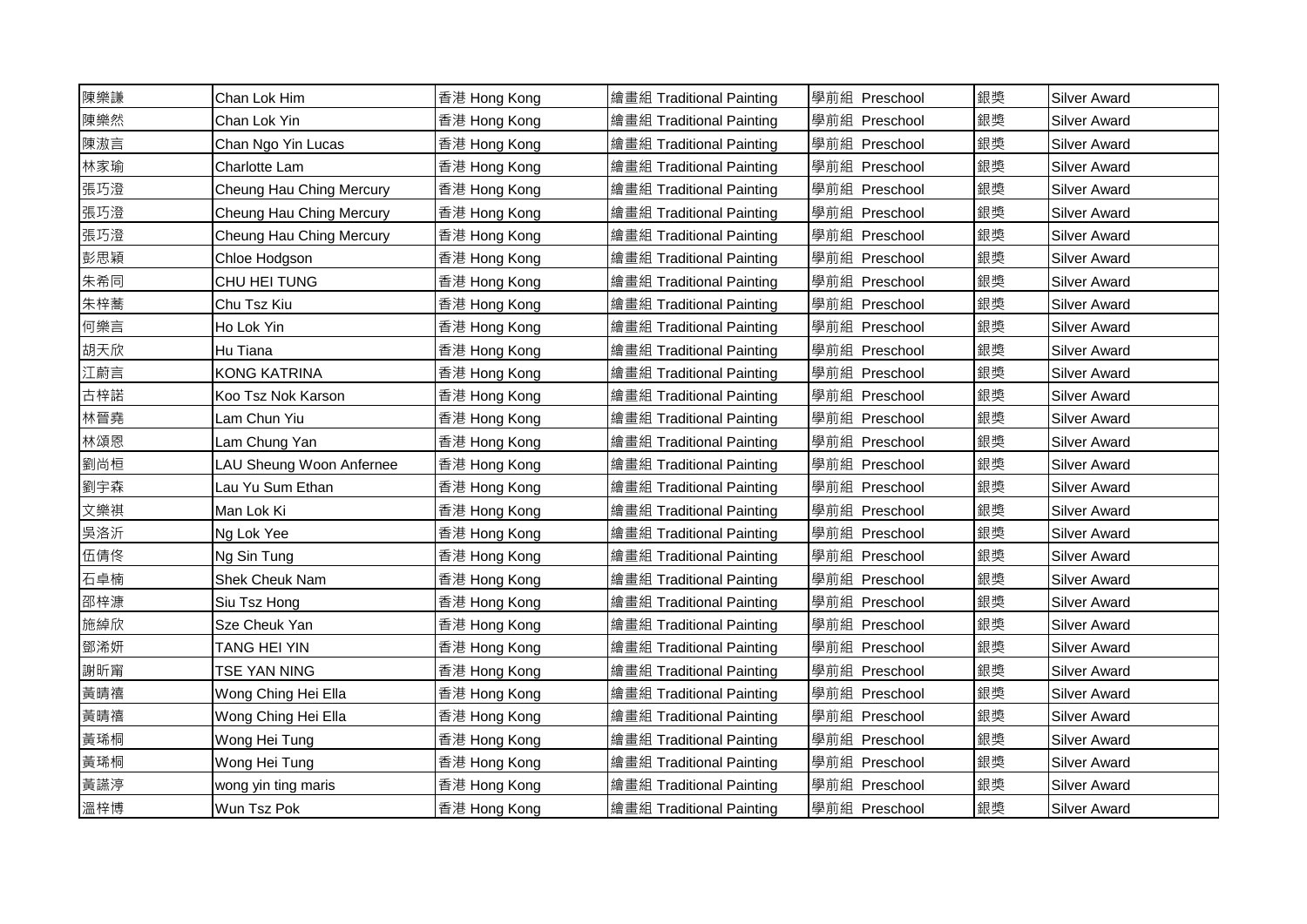| 陳樂謙 | Chan Lok Him | 香港 Hong Kong | 繪畫組 Traditional Painting | 學前組 Preschool | 銀獎 | Silver Award |
|---|---|---|---|---|---|---|
| 陳樂然 | Chan Lok Yin | 香港 Hong Kong | 繪畫組 Traditional Painting | 學前組 Preschool | 銀獎 | Silver Award |
| 陳溆言 | Chan Ngo Yin Lucas | 香港 Hong Kong | 繪畫組 Traditional Painting | 學前組 Preschool | 銀獎 | Silver Award |
| 林家瑜 | Charlotte Lam | 香港 Hong Kong | 繪畫組 Traditional Painting | 學前組 Preschool | 銀獎 | Silver Award |
| 張巧澄 | Cheung Hau Ching Mercury | 香港 Hong Kong | 繪畫組 Traditional Painting | 學前組 Preschool | 銀獎 | Silver Award |
| 張巧澄 | Cheung Hau Ching Mercury | 香港 Hong Kong | 繪畫組 Traditional Painting | 學前組 Preschool | 銀獎 | Silver Award |
| 張巧澄 | Cheung Hau Ching Mercury | 香港 Hong Kong | 繪畫組 Traditional Painting | 學前組 Preschool | 銀獎 | Silver Award |
| 彭思穎 | Chloe Hodgson | 香港 Hong Kong | 繪畫組 Traditional Painting | 學前組 Preschool | 銀獎 | Silver Award |
| 朱希同 | CHU HEI TUNG | 香港 Hong Kong | 繪畫組 Traditional Painting | 學前組 Preschool | 銀獎 | Silver Award |
| 朱梓蕎 | Chu Tsz Kiu | 香港 Hong Kong | 繪畫組 Traditional Painting | 學前組 Preschool | 銀獎 | Silver Award |
| 何樂言 | Ho Lok Yin | 香港 Hong Kong | 繪畫組 Traditional Painting | 學前組 Preschool | 銀獎 | Silver Award |
| 胡天欣 | Hu Tiana | 香港 Hong Kong | 繪畫組 Traditional Painting | 學前組 Preschool | 銀獎 | Silver Award |
| 江蔚言 | KONG KATRINA | 香港 Hong Kong | 繪畫組 Traditional Painting | 學前組 Preschool | 銀獎 | Silver Award |
| 古梓諾 | Koo Tsz Nok Karson | 香港 Hong Kong | 繪畫組 Traditional Painting | 學前組 Preschool | 銀獎 | Silver Award |
| 林晉堯 | Lam Chun Yiu | 香港 Hong Kong | 繪畫組 Traditional Painting | 學前組 Preschool | 銀獎 | Silver Award |
| 林頌恩 | Lam Chung Yan | 香港 Hong Kong | 繪畫組 Traditional Painting | 學前組 Preschool | 銀獎 | Silver Award |
| 劉尚桓 | LAU Sheung Woon Anfernee | 香港 Hong Kong | 繪畫組 Traditional Painting | 學前組 Preschool | 銀獎 | Silver Award |
| 劉宇森 | Lau Yu Sum Ethan | 香港 Hong Kong | 繪畫組 Traditional Painting | 學前組 Preschool | 銀獎 | Silver Award |
| 文樂祺 | Man Lok Ki | 香港 Hong Kong | 繪畫組 Traditional Painting | 學前組 Preschool | 銀獎 | Silver Award |
| 吳洛沂 | Ng Lok Yee | 香港 Hong Kong | 繪畫組 Traditional Painting | 學前組 Preschool | 銀獎 | Silver Award |
| 伍倩佟 | Ng Sin Tung | 香港 Hong Kong | 繪畫組 Traditional Painting | 學前組 Preschool | 銀獎 | Silver Award |
| 石卓楠 | Shek Cheuk Nam | 香港 Hong Kong | 繪畫組 Traditional Painting | 學前組 Preschool | 銀獎 | Silver Award |
| 邵梓溓 | Siu Tsz Hong | 香港 Hong Kong | 繪畫組 Traditional Painting | 學前組 Preschool | 銀獎 | Silver Award |
| 施綽欣 | Sze Cheuk Yan | 香港 Hong Kong | 繪畫組 Traditional Painting | 學前組 Preschool | 銀獎 | Silver Award |
| 鄧浠妍 | TANG HEI YIN | 香港 Hong Kong | 繪畫組 Traditional Painting | 學前組 Preschool | 銀獎 | Silver Award |
| 謝昕甯 | TSE YAN NING | 香港 Hong Kong | 繪畫組 Traditional Painting | 學前組 Preschool | 銀獎 | Silver Award |
| 黃晴禧 | Wong Ching Hei Ella | 香港 Hong Kong | 繪畫組 Traditional Painting | 學前組 Preschool | 銀獎 | Silver Award |
| 黃晴禧 | Wong Ching Hei Ella | 香港 Hong Kong | 繪畫組 Traditional Painting | 學前組 Preschool | 銀獎 | Silver Award |
| 黃琋桐 | Wong Hei Tung | 香港 Hong Kong | 繪畫組 Traditional Painting | 學前組 Preschool | 銀獎 | Silver Award |
| 黃琋桐 | Wong Hei Tung | 香港 Hong Kong | 繪畫組 Traditional Painting | 學前組 Preschool | 銀獎 | Silver Award |
| 黃�museum渟 | wong yin ting maris | 香港 Hong Kong | 繪畫組 Traditional Painting | 學前組 Preschool | 銀獎 | Silver Award |
| 溫梓博 | Wun Tsz Pok | 香港 Hong Kong | 繪畫組 Traditional Painting | 學前組 Preschool | 銀獎 | Silver Award |

| 陳樂謙 | Chan Lok Him | 香港 Hong Kong | 繪畫組 Traditional Painting | 學前組 Preschool | 銀獎 | Silver Award |
|---|---|---|---|---|---|---|
| 陳樂然 | Chan Lok Yin | 香港 Hong Kong | 繪畫組 Traditional Painting | 學前組 Preschool | 銀獎 | Silver Award |
| 陳溆言 | Chan Ngo Yin Lucas | 香港 Hong Kong | 繪畫組 Traditional Painting | 學前組 Preschool | 銀獎 | Silver Award |
| 林家瑜 | Charlotte Lam | 香港 Hong Kong | 繪畫組 Traditional Painting | 學前組 Preschool | 銀獎 | Silver Award |
| 張巧澄 | Cheung Hau Ching Mercury | 香港 Hong Kong | 繪畫組 Traditional Painting | 學前組 Preschool | 銀獎 | Silver Award |
| 張巧澄 | Cheung Hau Ching Mercury | 香港 Hong Kong | 繪畫組 Traditional Painting | 學前組 Preschool | 銀獎 | Silver Award |
| 張巧澄 | Cheung Hau Ching Mercury | 香港 Hong Kong | 繪畫組 Traditional Painting | 學前組 Preschool | 銀獎 | Silver Award |
| 彭思穎 | Chloe Hodgson | 香港 Hong Kong | 繪畫組 Traditional Painting | 學前組 Preschool | 銀獎 | Silver Award |
| 朱希同 | CHU HEI TUNG | 香港 Hong Kong | 繪畫組 Traditional Painting | 學前組 Preschool | 銀獎 | Silver Award |
| 朱梓蕎 | Chu Tsz Kiu | 香港 Hong Kong | 繪畫組 Traditional Painting | 學前組 Preschool | 銀獎 | Silver Award |
| 何樂言 | Ho Lok Yin | 香港 Hong Kong | 繪畫組 Traditional Painting | 學前組 Preschool | 銀獎 | Silver Award |
| 胡天欣 | Hu Tiana | 香港 Hong Kong | 繪畫組 Traditional Painting | 學前組 Preschool | 銀獎 | Silver Award |
| 江蔚言 | KONG KATRINA | 香港 Hong Kong | 繪畫組 Traditional Painting | 學前組 Preschool | 銀獎 | Silver Award |
| 古梓諾 | Koo Tsz Nok Karson | 香港 Hong Kong | 繪畫組 Traditional Painting | 學前組 Preschool | 銀獎 | Silver Award |
| 林晉堯 | Lam Chun Yiu | 香港 Hong Kong | 繪畫組 Traditional Painting | 學前組 Preschool | 銀獎 | Silver Award |
| 林頌恩 | Lam Chung Yan | 香港 Hong Kong | 繪畫組 Traditional Painting | 學前組 Preschool | 銀獎 | Silver Award |
| 劉尚桓 | LAU Sheung Woon Anfernee | 香港 Hong Kong | 繪畫組 Traditional Painting | 學前組 Preschool | 銀獎 | Silver Award |
| 劉宇森 | Lau Yu Sum Ethan | 香港 Hong Kong | 繪畫組 Traditional Painting | 學前組 Preschool | 銀獎 | Silver Award |
| 文樂祺 | Man Lok Ki | 香港 Hong Kong | 繪畫組 Traditional Painting | 學前組 Preschool | 銀獎 | Silver Award |
| 吳洛沂 | Ng Lok Yee | 香港 Hong Kong | 繪畫組 Traditional Painting | 學前組 Preschool | 銀獎 | Silver Award |
| 伍倩佟 | Ng Sin Tung | 香港 Hong Kong | 繪畫組 Traditional Painting | 學前組 Preschool | 銀獎 | Silver Award |
| 石卓楠 | Shek Cheuk Nam | 香港 Hong Kong | 繪畫組 Traditional Painting | 學前組 Preschool | 銀獎 | Silver Award |
| 邵梓溓 | Siu Tsz Hong | 香港 Hong Kong | 繪畫組 Traditional Painting | 學前組 Preschool | 銀獎 | Silver Award |
| 施綽欣 | Sze Cheuk Yan | 香港 Hong Kong | 繪畫組 Traditional Painting | 學前組 Preschool | 銀獎 | Silver Award |
| 鄧浠妍 | TANG HEI YIN | 香港 Hong Kong | 繪畫組 Traditional Painting | 學前組 Preschool | 銀獎 | Silver Award |
| 謝昕甯 | TSE YAN NING | 香港 Hong Kong | 繪畫組 Traditional Painting | 學前組 Preschool | 銀獎 | Silver Award |
| 黃晴禧 | Wong Ching Hei Ella | 香港 Hong Kong | 繪畫組 Traditional Painting | 學前組 Preschool | 銀獎 | Silver Award |
| 黃晴禧 | Wong Ching Hei Ella | 香港 Hong Kong | 繪畫組 Traditional Painting | 學前組 Preschool | 銀獎 | Silver Award |
| 黃琋桐 | Wong Hei Tung | 香港 Hong Kong | 繪畫組 Traditional Painting | 學前組 Preschool | 銀獎 | Silver Award |
| 黃琋桐 | Wong Hei Tung | 香港 Hong Kong | 繪畫組 Traditional Painting | 學前組 Preschool | 銀獎 | Silver Award |
| 黃譓渟 | wong yin ting maris | 香港 Hong Kong | 繪畫組 Traditional Painting | 學前組 Preschool | 銀獎 | Silver Award |
| 溫梓博 | Wun Tsz Pok | 香港 Hong Kong | 繪畫組 Traditional Painting | 學前組 Preschool | 銀獎 | Silver Award |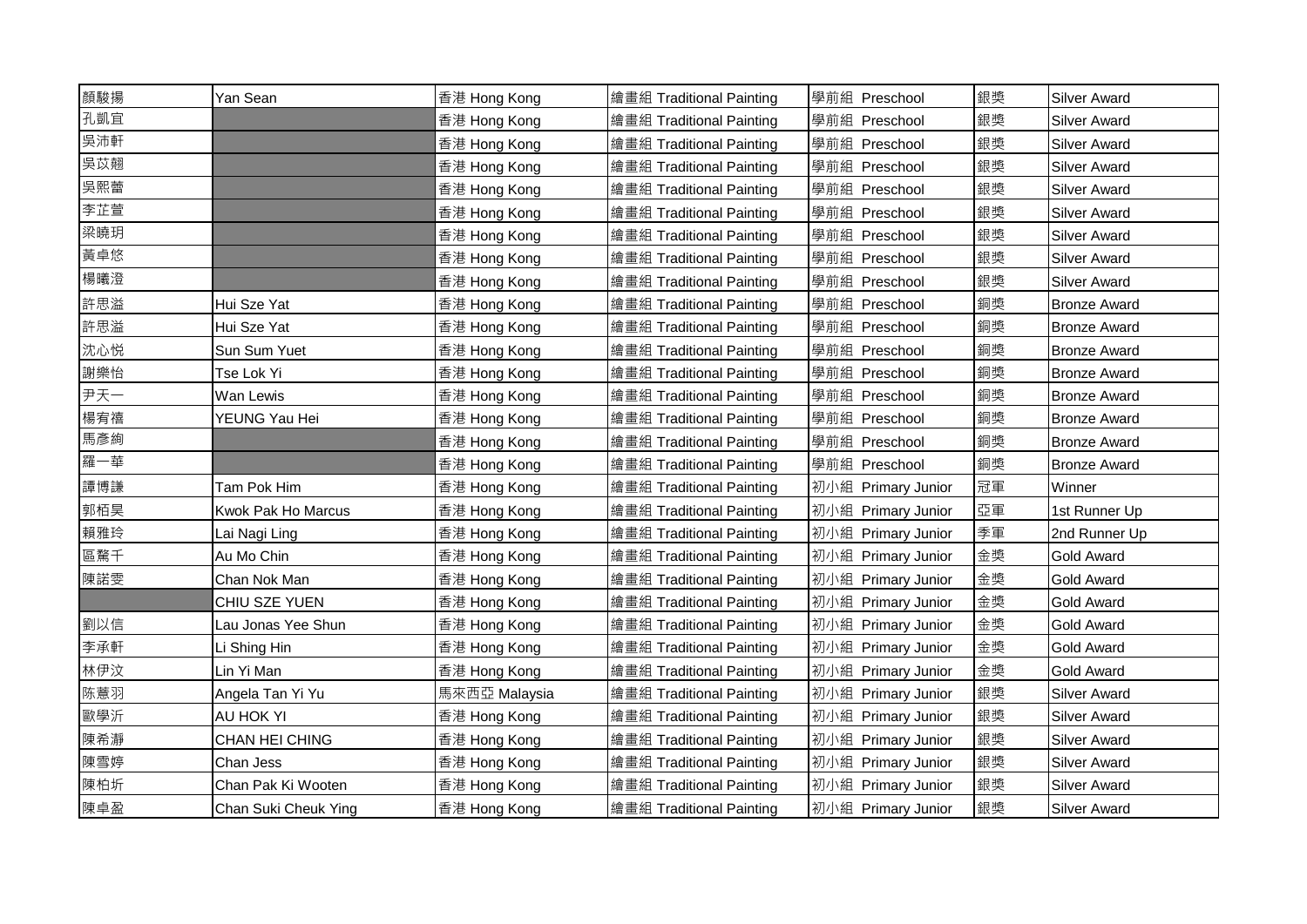| | | | | | | |
|---|---|---|---|---|---|---|
| 顏駿揚 | Yan Sean | 香港 Hong Kong | 繪畫組 Traditional Painting | 學前組 Preschool | 銀獎 | Silver Award |
| 孔凱宜 | | 香港 Hong Kong | 繪畫組 Traditional Painting | 學前組 Preschool | 銀獎 | Silver Award |
| 吳沛軒 | | 香港 Hong Kong | 繪畫組 Traditional Painting | 學前組 Preschool | 銀獎 | Silver Award |
| 吳苡翹 | | 香港 Hong Kong | 繪畫組 Traditional Painting | 學前組 Preschool | 銀獎 | Silver Award |
| 吳熙蕾 | | 香港 Hong Kong | 繪畫組 Traditional Painting | 學前組 Preschool | 銀獎 | Silver Award |
| 李芷萱 | | 香港 Hong Kong | 繪畫組 Traditional Painting | 學前組 Preschool | 銀獎 | Silver Award |
| 梁曉玥 | | 香港 Hong Kong | 繪畫組 Traditional Painting | 學前組 Preschool | 銀獎 | Silver Award |
| 黃卓悠 | | 香港 Hong Kong | 繪畫組 Traditional Painting | 學前組 Preschool | 銀獎 | Silver Award |
| 楊曦澄 | | 香港 Hong Kong | 繪畫組 Traditional Painting | 學前組 Preschool | 銀獎 | Silver Award |
| 許思溢 | Hui Sze Yat | 香港 Hong Kong | 繪畫組 Traditional Painting | 學前組 Preschool | 銅獎 | Bronze Award |
| 許思溢 | Hui Sze Yat | 香港 Hong Kong | 繪畫組 Traditional Painting | 學前組 Preschool | 銅獎 | Bronze Award |
| 沈心悅 | Sun Sum Yuet | 香港 Hong Kong | 繪畫組 Traditional Painting | 學前組 Preschool | 銅獎 | Bronze Award |
| 謝樂怡 | Tse Lok Yi | 香港 Hong Kong | 繪畫組 Traditional Painting | 學前組 Preschool | 銅獎 | Bronze Award |
| 尹天一 | Wan Lewis | 香港 Hong Kong | 繪畫組 Traditional Painting | 學前組 Preschool | 銅獎 | Bronze Award |
| 楊宥禧 | YEUNG Yau Hei | 香港 Hong Kong | 繪畫組 Traditional Painting | 學前組 Preschool | 銅獎 | Bronze Award |
| 馬彥絢 | | 香港 Hong Kong | 繪畫組 Traditional Painting | 學前組 Preschool | 銅獎 | Bronze Award |
| 羅一華 | | 香港 Hong Kong | 繪畫組 Traditional Painting | 學前組 Preschool | 銅獎 | Bronze Award |
| 譚博謙 | Tam Pok Him | 香港 Hong Kong | 繪畫組 Traditional Painting | 初小組 Primary Junior | 冠軍 | Winner |
| 郭栢昊 | Kwok Pak Ho Marcus | 香港 Hong Kong | 繪畫組 Traditional Painting | 初小組 Primary Junior | 亞軍 | 1st Runner Up |
| 賴雅玲 | Lai Nagi Ling | 香港 Hong Kong | 繪畫組 Traditional Painting | 初小組 Primary Junior | 季軍 | 2nd Runner Up |
| 區鶩千 | Au Mo Chin | 香港 Hong Kong | 繪畫組 Traditional Painting | 初小組 Primary Junior | 金獎 | Gold Award |
| 陳諾雯 | Chan Nok Man | 香港 Hong Kong | 繪畫組 Traditional Painting | 初小組 Primary Junior | 金獎 | Gold Award |
| | CHIU SZE YUEN | 香港 Hong Kong | 繪畫組 Traditional Painting | 初小組 Primary Junior | 金獎 | Gold Award |
| 劉以信 | Lau Jonas Yee Shun | 香港 Hong Kong | 繪畫組 Traditional Painting | 初小組 Primary Junior | 金獎 | Gold Award |
| 李承軒 | Li Shing Hin | 香港 Hong Kong | 繪畫組 Traditional Painting | 初小組 Primary Junior | 金獎 | Gold Award |
| 林伊汶 | Lin Yi Man | 香港 Hong Kong | 繪畫組 Traditional Painting | 初小組 Primary Junior | 金獎 | Gold Award |
| 陈薏羽 | Angela Tan Yi Yu | 馬來西亞 Malaysia | 繪畫組 Traditional Painting | 初小組 Primary Junior | 銀獎 | Silver Award |
| 歐學沂 | AU HOK YI | 香港 Hong Kong | 繪畫組 Traditional Painting | 初小組 Primary Junior | 銀獎 | Silver Award |
| 陳希瀞 | CHAN HEI CHING | 香港 Hong Kong | 繪畫組 Traditional Painting | 初小組 Primary Junior | 銀獎 | Silver Award |
| 陳雪婷 | Chan Jess | 香港 Hong Kong | 繪畫組 Traditional Painting | 初小組 Primary Junior | 銀獎 | Silver Award |
| 陳柏圻 | Chan Pak Ki Wooten | 香港 Hong Kong | 繪畫組 Traditional Painting | 初小組 Primary Junior | 銀獎 | Silver Award |
| 陳卓盈 | Chan Suki Cheuk Ying | 香港 Hong Kong | 繪畫組 Traditional Painting | 初小組 Primary Junior | 銀獎 | Silver Award |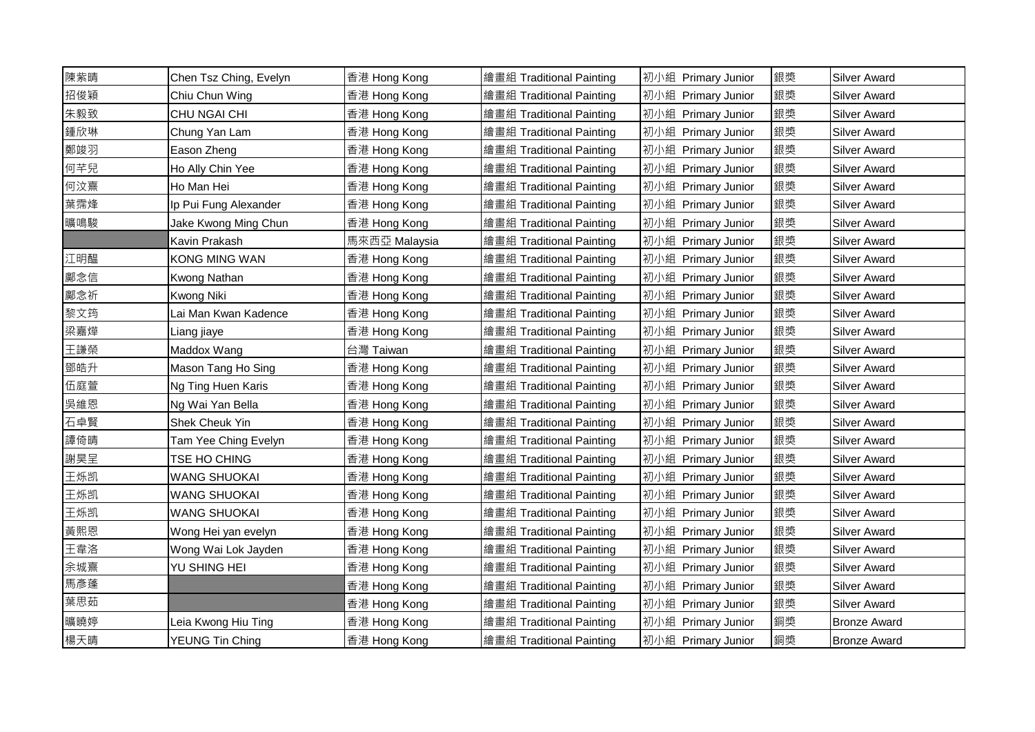| 陳紫晴 | Chen Tsz Ching, Evelyn | 香港 Hong Kong | 繪畫組 Traditional Painting | 初小組 Primary Junior | 銀獎 | Silver Award |
|---|---|---|---|---|---|---|
| 招俊穎 | Chiu Chun Wing | 香港 Hong Kong | 繪畫組 Traditional Painting | 初小組 Primary Junior | 銀獎 | Silver Award |
| 朱毅致 | CHU NGAI CHI | 香港 Hong Kong | 繪畫組 Traditional Painting | 初小組 Primary Junior | 銀獎 | Silver Award |
| 鍾欣琳 | Chung Yan Lam | 香港 Hong Kong | 繪畫組 Traditional Painting | 初小組 Primary Junior | 銀獎 | Silver Award |
| 鄭竣羽 | Eason Zheng | 香港 Hong Kong | 繪畫組 Traditional Painting | 初小組 Primary Junior | 銀獎 | Silver Award |
| 何芊兒 | Ho Ally Chin Yee | 香港 Hong Kong | 繪畫組 Traditional Painting | 初小組 Primary Junior | 銀獎 | Silver Award |
| 何汶熹 | Ho Man Hei | 香港 Hong Kong | 繪畫組 Traditional Painting | 初小組 Primary Junior | 銀獎 | Silver Award |
| 葉霈烽 | Ip Pui Fung Alexander | 香港 Hong Kong | 繪畫組 Traditional Painting | 初小組 Primary Junior | 銀獎 | Silver Award |
| 鄺鳴駿 | Jake Kwong Ming Chun | 香港 Hong Kong | 繪畫組 Traditional Painting | 初小組 Primary Junior | 銀獎 | Silver Award |
| | Kavin Prakash | 馬來西亞 Malaysia | 繪畫組 Traditional Painting | 初小組 Primary Junior | 銀獎 | Silver Award |
| 江明醞 | KONG MING WAN | 香港 Hong Kong | 繪畫組 Traditional Painting | 初小組 Primary Junior | 銀獎 | Silver Award |
| 鄺念信 | Kwong Nathan | 香港 Hong Kong | 繪畫組 Traditional Painting | 初小組 Primary Junior | 銀獎 | Silver Award |
| 鄺念祈 | Kwong Niki | 香港 Hong Kong | 繪畫組 Traditional Painting | 初小組 Primary Junior | 銀獎 | Silver Award |
| 黎文筠 | Lai Man Kwan Kadence | 香港 Hong Kong | 繪畫組 Traditional Painting | 初小組 Primary Junior | 銀獎 | Silver Award |
| 梁嘉燁 | Liang jiaye | 香港 Hong Kong | 繪畫組 Traditional Painting | 初小組 Primary Junior | 銀獎 | Silver Award |
| 王謙榮 | Maddox Wang | 台灣 Taiwan | 繪畫組 Traditional Painting | 初小組 Primary Junior | 銀獎 | Silver Award |
| 鄧皓升 | Mason Tang Ho Sing | 香港 Hong Kong | 繪畫組 Traditional Painting | 初小組 Primary Junior | 銀獎 | Silver Award |
| 伍庭萱 | Ng Ting Huen Karis | 香港 Hong Kong | 繪畫組 Traditional Painting | 初小組 Primary Junior | 銀獎 | Silver Award |
| 吳維恩 | Ng Wai Yan Bella | 香港 Hong Kong | 繪畫組 Traditional Painting | 初小組 Primary Junior | 銀獎 | Silver Award |
| 石卓賢 | Shek Cheuk Yin | 香港 Hong Kong | 繪畫組 Traditional Painting | 初小組 Primary Junior | 銀獎 | Silver Award |
| 譚倚晴 | Tam Yee Ching Evelyn | 香港 Hong Kong | 繪畫組 Traditional Painting | 初小組 Primary Junior | 銀獎 | Silver Award |
| 謝昊呈 | TSE HO CHING | 香港 Hong Kong | 繪畫組 Traditional Painting | 初小組 Primary Junior | 銀獎 | Silver Award |
| 王烁凯 | WANG SHUOKAI | 香港 Hong Kong | 繪畫組 Traditional Painting | 初小組 Primary Junior | 銀獎 | Silver Award |
| 王烁凯 | WANG SHUOKAI | 香港 Hong Kong | 繪畫組 Traditional Painting | 初小組 Primary Junior | 銀獎 | Silver Award |
| 王烁凯 | WANG SHUOKAI | 香港 Hong Kong | 繪畫組 Traditional Painting | 初小組 Primary Junior | 銀獎 | Silver Award |
| 黃熙恩 | Wong Hei yan evelyn | 香港 Hong Kong | 繪畫組 Traditional Painting | 初小組 Primary Junior | 銀獎 | Silver Award |
| 王韋洛 | Wong Wai Lok Jayden | 香港 Hong Kong | 繪畫組 Traditional Painting | 初小組 Primary Junior | 銀獎 | Silver Award |
| 余城熹 | YU SHING HEI | 香港 Hong Kong | 繪畫組 Traditional Painting | 初小組 Primary Junior | 銀獎 | Silver Award |
| 馬彥蓬 | | 香港 Hong Kong | 繪畫組 Traditional Painting | 初小組 Primary Junior | 銀獎 | Silver Award |
| 葉思茹 | | 香港 Hong Kong | 繪畫組 Traditional Painting | 初小組 Primary Junior | 銀獎 | Silver Award |
| 鄺曉婷 | Leia Kwong Hiu Ting | 香港 Hong Kong | 繪畫組 Traditional Painting | 初小組 Primary Junior | 銅獎 | Bronze Award |
| 楊天晴 | YEUNG Tin Ching | 香港 Hong Kong | 繪畫組 Traditional Painting | 初小組 Primary Junior | 銅獎 | Bronze Award |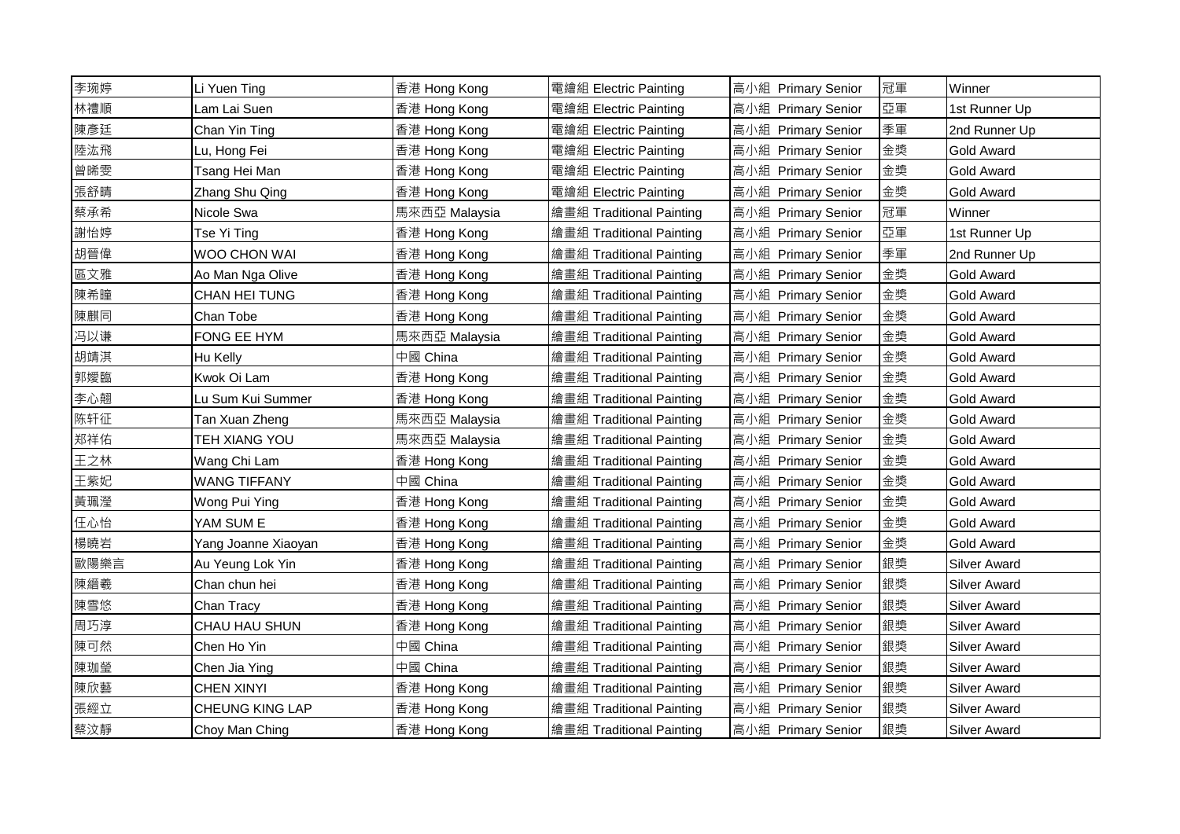| 李琬婷 | Li Yuen Ting | 香港 Hong Kong | 電繪組 Electric Painting | 高小組 Primary Senior | 冠軍 | Winner |
|---|---|---|---|---|---|---|
| 林禮順 | Lam Lai Suen | 香港 Hong Kong | 電繪組 Electric Painting | 高小組 Primary Senior | 亞軍 | 1st Runner Up |
| 陳彥廷 | Chan Yin Ting | 香港 Hong Kong | 電繪組 Electric Painting | 高小組 Primary Senior | 季軍 | 2nd Runner Up |
| 陸泓飛 | Lu, Hong Fei | 香港 Hong Kong | 電繪組 Electric Painting | 高小組 Primary Senior | 金獎 | Gold Award |
| 曾晞雯 | Tsang Hei Man | 香港 Hong Kong | 電繪組 Electric Painting | 高小組 Primary Senior | 金獎 | Gold Award |
| 張舒晴 | Zhang Shu Qing | 香港 Hong Kong | 電繪組 Electric Painting | 高小組 Primary Senior | 金獎 | Gold Award |
| 蔡承希 | Nicole Swa | 馬來西亞 Malaysia | 繪畫組 Traditional Painting | 高小組 Primary Senior | 冠軍 | Winner |
| 謝怡婷 | Tse Yi Ting | 香港 Hong Kong | 繪畫組 Traditional Painting | 高小組 Primary Senior | 亞軍 | 1st Runner Up |
| 胡晉偉 | WOO CHON WAI | 香港 Hong Kong | 繪畫組 Traditional Painting | 高小組 Primary Senior | 季軍 | 2nd Runner Up |
| 區文雅 | Ao Man Nga Olive | 香港 Hong Kong | 繪畫組 Traditional Painting | 高小組 Primary Senior | 金獎 | Gold Award |
| 陳希瞳 | CHAN HEI TUNG | 香港 Hong Kong | 繪畫組 Traditional Painting | 高小組 Primary Senior | 金獎 | Gold Award |
| 陳麒同 | Chan Tobe | 香港 Hong Kong | 繪畫組 Traditional Painting | 高小組 Primary Senior | 金獎 | Gold Award |
| 冯以谦 | FONG EE HYM | 馬來西亞 Malaysia | 繪畫組 Traditional Painting | 高小組 Primary Senior | 金獎 | Gold Award |
| 胡靖淇 | Hu Kelly | 中國 China | 繪畫組 Traditional Painting | 高小組 Primary Senior | 金獎 | Gold Award |
| 郭嫒臨 | Kwok Oi Lam | 香港 Hong Kong | 繪畫組 Traditional Painting | 高小組 Primary Senior | 金獎 | Gold Award |
| 李心翹 | Lu Sum Kui Summer | 香港 Hong Kong | 繪畫組 Traditional Painting | 高小組 Primary Senior | 金獎 | Gold Award |
| 陈轩征 | Tan Xuan Zheng | 馬來西亞 Malaysia | 繪畫組 Traditional Painting | 高小組 Primary Senior | 金獎 | Gold Award |
| 郑祥佑 | TEH XIANG YOU | 馬來西亞 Malaysia | 繪畫組 Traditional Painting | 高小組 Primary Senior | 金獎 | Gold Award |
| 王之林 | Wang Chi Lam | 香港 Hong Kong | 繪畫組 Traditional Painting | 高小組 Primary Senior | 金獎 | Gold Award |
| 王紫妃 | WANG TIFFANY | 中國 China | 繪畫組 Traditional Painting | 高小組 Primary Senior | 金獎 | Gold Award |
| 黃珮瀅 | Wong Pui Ying | 香港 Hong Kong | 繪畫組 Traditional Painting | 高小組 Primary Senior | 金獎 | Gold Award |
| 任心怡 | YAM SUM E | 香港 Hong Kong | 繪畫組 Traditional Painting | 高小組 Primary Senior | 金獎 | Gold Award |
| 楊曉岩 | Yang Joanne Xiaoyan | 香港 Hong Kong | 繪畫組 Traditional Painting | 高小組 Primary Senior | 金獎 | Gold Award |
| 歐陽樂言 | Au Yeung Lok Yin | 香港 Hong Kong | 繪畫組 Traditional Painting | 高小組 Primary Senior | 銀獎 | Silver Award |
| 陳縉羲 | Chan chun hei | 香港 Hong Kong | 繪畫組 Traditional Painting | 高小組 Primary Senior | 銀獎 | Silver Award |
| 陳雪悠 | Chan Tracy | 香港 Hong Kong | 繪畫組 Traditional Painting | 高小組 Primary Senior | 銀獎 | Silver Award |
| 周巧淳 | CHAU HAU SHUN | 香港 Hong Kong | 繪畫組 Traditional Painting | 高小組 Primary Senior | 銀獎 | Silver Award |
| 陳可然 | Chen Ho Yin | 中國 China | 繪畫組 Traditional Painting | 高小組 Primary Senior | 銀獎 | Silver Award |
| 陳珈瑩 | Chen Jia Ying | 中國 China | 繪畫組 Traditional Painting | 高小組 Primary Senior | 銀獎 | Silver Award |
| 陳欣藝 | CHEN XINYI | 香港 Hong Kong | 繪畫組 Traditional Painting | 高小組 Primary Senior | 銀獎 | Silver Award |
| 張經立 | CHEUNG KING LAP | 香港 Hong Kong | 繪畫組 Traditional Painting | 高小組 Primary Senior | 銀獎 | Silver Award |
| 蔡汶靜 | Choy Man Ching | 香港 Hong Kong | 繪畫組 Traditional Painting | 高小組 Primary Senior | 銀獎 | Silver Award |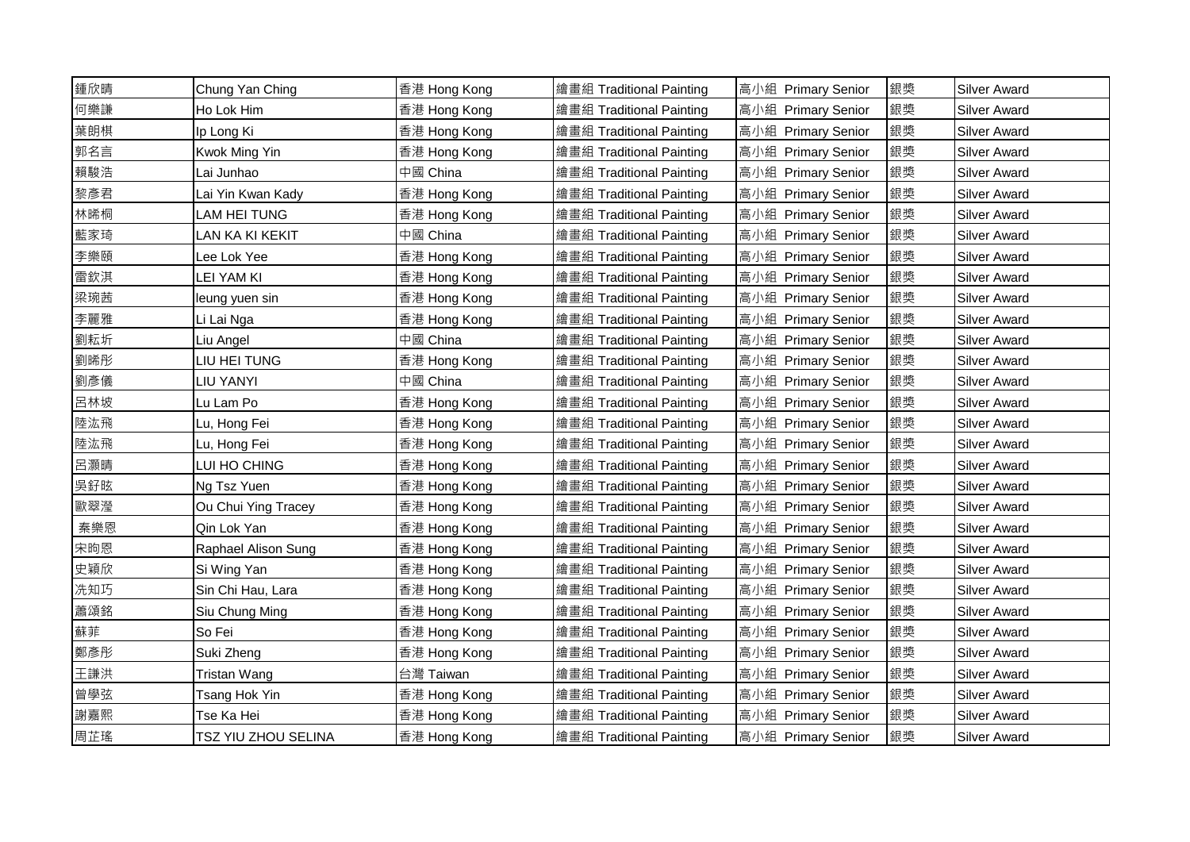| | | | | | | |
|---|---|---|---|---|---|---|
| 鍾欣晴 | Chung Yan Ching | 香港 Hong Kong | 繪畫組 Traditional Painting | 高小組 Primary Senior | 銀獎 | Silver Award |
| 何樂謙 | Ho Lok Him | 香港 Hong Kong | 繪畫組 Traditional Painting | 高小組 Primary Senior | 銀獎 | Silver Award |
| 葉朗棋 | Ip Long Ki | 香港 Hong Kong | 繪畫組 Traditional Painting | 高小組 Primary Senior | 銀獎 | Silver Award |
| 郭名言 | Kwok Ming Yin | 香港 Hong Kong | 繪畫組 Traditional Painting | 高小組 Primary Senior | 銀獎 | Silver Award |
| 賴駿浩 | Lai Junhao | 中國 China | 繪畫組 Traditional Painting | 高小組 Primary Senior | 銀獎 | Silver Award |
| 黎彥君 | Lai Yin Kwan Kady | 香港 Hong Kong | 繪畫組 Traditional Painting | 高小組 Primary Senior | 銀獎 | Silver Award |
| 林晞桐 | LAM HEI TUNG | 香港 Hong Kong | 繪畫組 Traditional Painting | 高小組 Primary Senior | 銀獎 | Silver Award |
| 藍家琦 | LAN KA KI KEKIT | 中國 China | 繪畫組 Traditional Painting | 高小組 Primary Senior | 銀獎 | Silver Award |
| 李樂頤 | Lee Lok Yee | 香港 Hong Kong | 繪畫組 Traditional Painting | 高小組 Primary Senior | 銀獎 | Silver Award |
| 雷欽淇 | LEI YAM KI | 香港 Hong Kong | 繪畫組 Traditional Painting | 高小組 Primary Senior | 銀獎 | Silver Award |
| 梁琬茜 | leung yuen sin | 香港 Hong Kong | 繪畫組 Traditional Painting | 高小組 Primary Senior | 銀獎 | Silver Award |
| 李麗雅 | Li Lai Nga | 香港 Hong Kong | 繪畫組 Traditional Painting | 高小組 Primary Senior | 銀獎 | Silver Award |
| 劉耘圻 | Liu Angel | 中國 China | 繪畫組 Traditional Painting | 高小組 Primary Senior | 銀獎 | Silver Award |
| 劉晞彤 | LIU HEI TUNG | 香港 Hong Kong | 繪畫組 Traditional Painting | 高小組 Primary Senior | 銀獎 | Silver Award |
| 劉彥儀 | LIU YANYI | 中國 China | 繪畫組 Traditional Painting | 高小組 Primary Senior | 銀獎 | Silver Award |
| 呂林坡 | Lu Lam Po | 香港 Hong Kong | 繪畫組 Traditional Painting | 高小組 Primary Senior | 銀獎 | Silver Award |
| 陸泓飛 | Lu, Hong Fei | 香港 Hong Kong | 繪畫組 Traditional Painting | 高小組 Primary Senior | 銀獎 | Silver Award |
| 陸泓飛 | Lu, Hong Fei | 香港 Hong Kong | 繪畫組 Traditional Painting | 高小組 Primary Senior | 銀獎 | Silver Award |
| 呂灝晴 | LUI HO CHING | 香港 Hong Kong | 繪畫組 Traditional Painting | 高小組 Primary Senior | 銀獎 | Silver Award |
| 吳舒眩 | Ng Tsz Yuen | 香港 Hong Kong | 繪畫組 Traditional Painting | 高小組 Primary Senior | 銀獎 | Silver Award |
| 歐翠瀅 | Ou Chui Ying Tracey | 香港 Hong Kong | 繪畫組 Traditional Painting | 高小組 Primary Senior | 銀獎 | Silver Award |
| 秦樂恩 | Qin Lok Yan | 香港 Hong Kong | 繪畫組 Traditional Painting | 高小組 Primary Senior | 銀獎 | Silver Award |
| 宋昫恩 | Raphael Alison Sung | 香港 Hong Kong | 繪畫組 Traditional Painting | 高小組 Primary Senior | 銀獎 | Silver Award |
| 史穎欣 | Si Wing Yan | 香港 Hong Kong | 繪畫組 Traditional Painting | 高小組 Primary Senior | 銀獎 | Silver Award |
| 冼知巧 | Sin Chi Hau, Lara | 香港 Hong Kong | 繪畫組 Traditional Painting | 高小組 Primary Senior | 銀獎 | Silver Award |
| 蕭頌銘 | Siu Chung Ming | 香港 Hong Kong | 繪畫組 Traditional Painting | 高小組 Primary Senior | 銀獎 | Silver Award |
| 蘇菲 | So Fei | 香港 Hong Kong | 繪畫組 Traditional Painting | 高小組 Primary Senior | 銀獎 | Silver Award |
| 鄭彥彤 | Suki Zheng | 香港 Hong Kong | 繪畫組 Traditional Painting | 高小組 Primary Senior | 銀獎 | Silver Award |
| 王謙洪 | Tristan Wang | 台灣 Taiwan | 繪畫組 Traditional Painting | 高小組 Primary Senior | 銀獎 | Silver Award |
| 曾學弦 | Tsang Hok Yin | 香港 Hong Kong | 繪畫組 Traditional Painting | 高小組 Primary Senior | 銀獎 | Silver Award |
| 謝嘉熙 | Tse Ka Hei | 香港 Hong Kong | 繪畫組 Traditional Painting | 高小組 Primary Senior | 銀獎 | Silver Award |
| 周芷瑤 | TSZ YIU ZHOU SELINA | 香港 Hong Kong | 繪畫組 Traditional Painting | 高小組 Primary Senior | 銀獎 | Silver Award |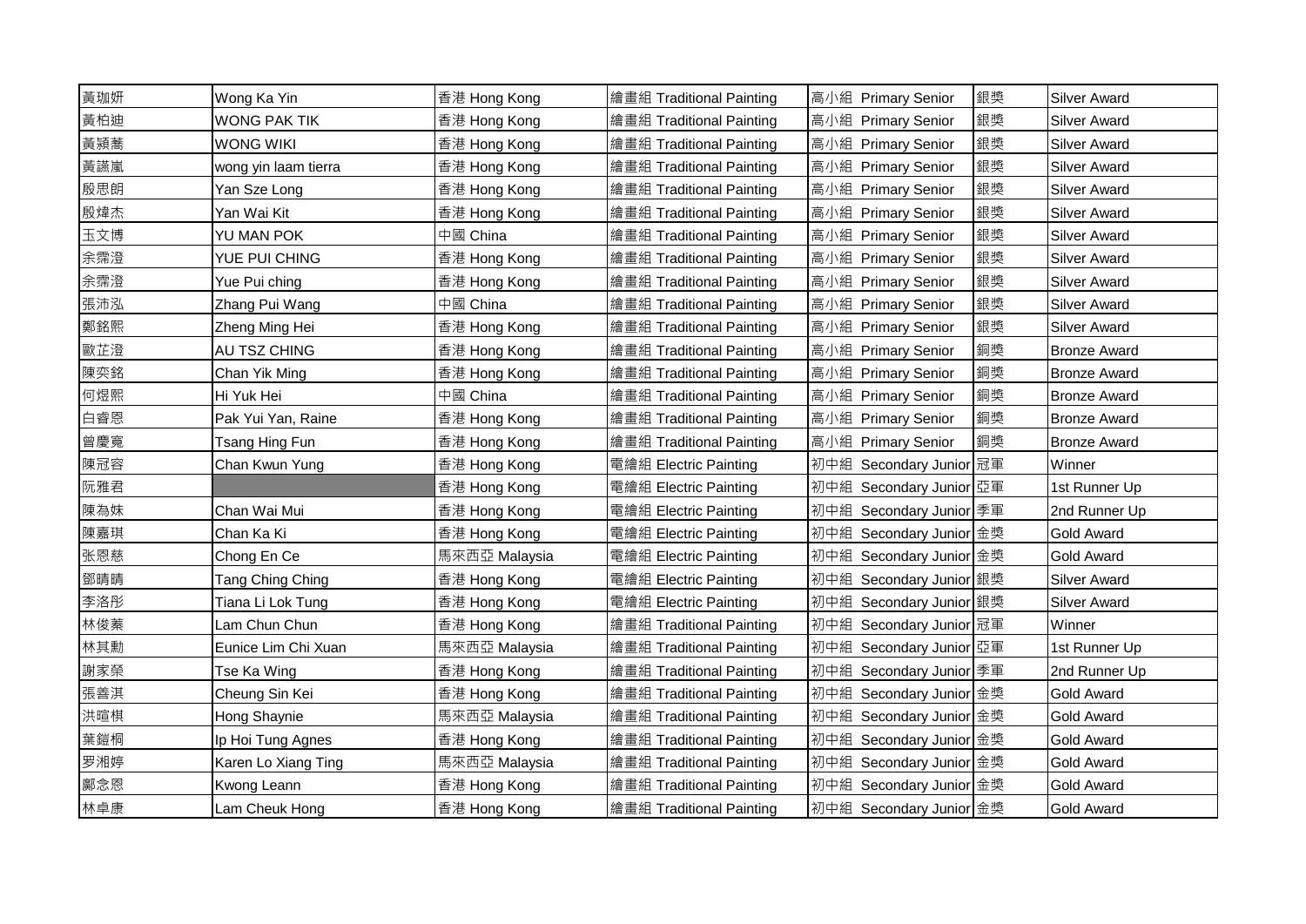| | | | | | | |
|---|---|---|---|---|---|---|
| 黃珈妍 | Wong Ka Yin | 香港 Hong Kong | 繪畫組 Traditional Painting | 高小組 Primary Senior | 銀獎 | Silver Award |
| 黃柏廸 | WONG PAK TIK | 香港 Hong Kong | 繪畫組 Traditional Painting | 高小組 Primary Senior | 銀獎 | Silver Award |
| 黃穎蕎 | WONG WIKI | 香港 Hong Kong | 繪畫組 Traditional Painting | 高小組 Primary Senior | 銀獎 | Silver Award |
| 黃譓嵐 | wong yin laam tierra | 香港 Hong Kong | 繪畫組 Traditional Painting | 高小組 Primary Senior | 銀獎 | Silver Award |
| 殷思朗 | Yan Sze Long | 香港 Hong Kong | 繪畫組 Traditional Painting | 高小組 Primary Senior | 銀獎 | Silver Award |
| 殷煒杰 | Yan Wai Kit | 香港 Hong Kong | 繪畫組 Traditional Painting | 高小組 Primary Senior | 銀獎 | Silver Award |
| 玉文博 | YU MAN POK | 中國 China | 繪畫組 Traditional Painting | 高小組 Primary Senior | 銀獎 | Silver Award |
| 余霈澄 | YUE PUI CHING | 香港 Hong Kong | 繪畫組 Traditional Painting | 高小組 Primary Senior | 銀獎 | Silver Award |
| 余霈澄 | Yue Pui ching | 香港 Hong Kong | 繪畫組 Traditional Painting | 高小組 Primary Senior | 銀獎 | Silver Award |
| 張沛泓 | Zhang Pui Wang | 中國 China | 繪畫組 Traditional Painting | 高小組 Primary Senior | 銀獎 | Silver Award |
| 鄭銘熙 | Zheng Ming Hei | 香港 Hong Kong | 繪畫組 Traditional Painting | 高小組 Primary Senior | 銀獎 | Silver Award |
| 歐芷澄 | AU TSZ CHING | 香港 Hong Kong | 繪畫組 Traditional Painting | 高小組 Primary Senior | 銅獎 | Bronze Award |
| 陳奕銘 | Chan Yik Ming | 香港 Hong Kong | 繪畫組 Traditional Painting | 高小組 Primary Senior | 銅獎 | Bronze Award |
| 何煜熙 | Hi Yuk Hei | 中國 China | 繪畫組 Traditional Painting | 高小組 Primary Senior | 銅獎 | Bronze Award |
| 白睿恩 | Pak Yui Yan, Raine | 香港 Hong Kong | 繪畫組 Traditional Painting | 高小組 Primary Senior | 銅獎 | Bronze Award |
| 曾慶寬 | Tsang Hing Fun | 香港 Hong Kong | 繪畫組 Traditional Painting | 高小組 Primary Senior | 銅獎 | Bronze Award |
| 陳冠容 | Chan Kwun Yung | 香港 Hong Kong | 電繪組 Electric Painting | 初中組 Secondary Junior | 冠軍 | Winner |
| 阮雅君 | | 香港 Hong Kong | 電繪組 Electric Painting | 初中組 Secondary Junior | 亞軍 | 1st Runner Up |
| 陳為妹 | Chan Wai Mui | 香港 Hong Kong | 電繪組 Electric Painting | 初中組 Secondary Junior | 季軍 | 2nd Runner Up |
| 陳嘉琪 | Chan Ka Ki | 香港 Hong Kong | 電繪組 Electric Painting | 初中組 Secondary Junior | 金獎 | Gold Award |
| 张恩慈 | Chong En Ce | 馬來西亞 Malaysia | 電繪組 Electric Painting | 初中組 Secondary Junior | 金獎 | Gold Award |
| 鄧晴晴 | Tang Ching Ching | 香港 Hong Kong | 電繪組 Electric Painting | 初中組 Secondary Junior | 銀獎 | Silver Award |
| 李洛彤 | Tiana Li Lok Tung | 香港 Hong Kong | 電繪組 Electric Painting | 初中組 Secondary Junior | 銀獎 | Silver Award |
| 林俊蓁 | Lam Chun Chun | 香港 Hong Kong | 繪畫組 Traditional Painting | 初中組 Secondary Junior | 冠軍 | Winner |
| 林其勳 | Eunice Lim Chi Xuan | 馬來西亞 Malaysia | 繪畫組 Traditional Painting | 初中組 Secondary Junior | 亞軍 | 1st Runner Up |
| 謝家榮 | Tse Ka Wing | 香港 Hong Kong | 繪畫組 Traditional Painting | 初中組 Secondary Junior | 季軍 | 2nd Runner Up |
| 張善淇 | Cheung Sin Kei | 香港 Hong Kong | 繪畫組 Traditional Painting | 初中組 Secondary Junior | 金獎 | Gold Award |
| 洪暄棋 | Hong Shaynie | 馬來西亞 Malaysia | 繪畫組 Traditional Painting | 初中組 Secondary Junior | 金獎 | Gold Award |
| 葉鎧桐 | Ip Hoi Tung Agnes | 香港 Hong Kong | 繪畫組 Traditional Painting | 初中組 Secondary Junior | 金獎 | Gold Award |
| 罗湘婷 | Karen Lo Xiang Ting | 馬來西亞 Malaysia | 繪畫組 Traditional Painting | 初中組 Secondary Junior | 金獎 | Gold Award |
| 鄺念恩 | Kwong Leann | 香港 Hong Kong | 繪畫組 Traditional Painting | 初中組 Secondary Junior | 金獎 | Gold Award |
| 林卓康 | Lam Cheuk Hong | 香港 Hong Kong | 繪畫組 Traditional Painting | 初中組 Secondary Junior | 金獎 | Gold Award |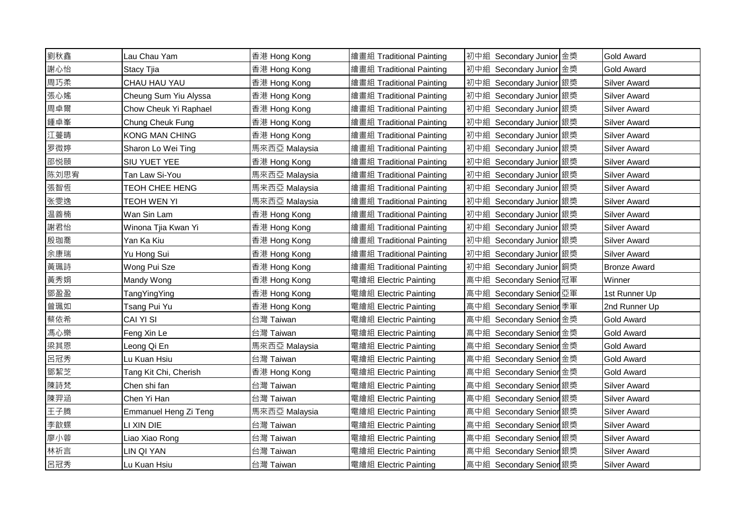| | | | | | | |
|---|---|---|---|---|---|---|
| 劉秋鑫 | Lau Chau Yam | 香港 Hong Kong | 繪畫組 Traditional Painting | 初中組 Secondary Junior | 金獎 | Gold Award |
| 謝心怡 | Stacy Tjia | 香港 Hong Kong | 繪畫組 Traditional Painting | 初中組 Secondary Junior | 金獎 | Gold Award |
| 周巧柔 | CHAU HAU YAU | 香港 Hong Kong | 繪畫組 Traditional Painting | 初中組 Secondary Junior | 銀獎 | Silver Award |
| 張心媱 | Cheung Sum Yiu Alyssa | 香港 Hong Kong | 繪畫組 Traditional Painting | 初中組 Secondary Junior | 銀獎 | Silver Award |
| 周卓爾 | Chow Cheuk Yi Raphael | 香港 Hong Kong | 繪畫組 Traditional Painting | 初中組 Secondary Junior | 銀獎 | Silver Award |
| 鍾卓峯 | Chung Cheuk Fung | 香港 Hong Kong | 繪畫組 Traditional Painting | 初中組 Secondary Junior | 銀獎 | Silver Award |
| 江蔓晴 | KONG MAN CHING | 香港 Hong Kong | 繪畫組 Traditional Painting | 初中組 Secondary Junior | 銀獎 | Silver Award |
| 罗微婷 | Sharon Lo Wei Ting | 馬來西亞 Malaysia | 繪畫組 Traditional Painting | 初中組 Secondary Junior | 銀獎 | Silver Award |
| 邵悅頤 | SIU YUET YEE | 香港 Hong Kong | 繪畫組 Traditional Painting | 初中組 Secondary Junior | 銀獎 | Silver Award |
| 陈刘思宥 | Tan Law Si-You | 馬來西亞 Malaysia | 繪畫組 Traditional Painting | 初中組 Secondary Junior | 銀獎 | Silver Award |
| 張智恆 | TEOH CHEE HENG | 馬来西亞 Malaysia | 繪畫組 Traditional Painting | 初中組 Secondary Junior | 銀獎 | Silver Award |
| 张雯逸 | TEOH WEN YI | 馬來西亞 Malaysia | 繪畫組 Traditional Painting | 初中組 Secondary Junior | 銀獎 | Silver Award |
| 温善楠 | Wan Sin Lam | 香港 Hong Kong | 繪畫組 Traditional Painting | 初中組 Secondary Junior | 銀獎 | Silver Award |
| 謝君怡 | Winona Tjia Kwan Yi | 香港 Hong Kong | 繪畫組 Traditional Painting | 初中組 Secondary Junior | 銀獎 | Silver Award |
| 殷珈喬 | Yan Ka Kiu | 香港 Hong Kong | 繪畫組 Traditional Painting | 初中組 Secondary Junior | 銀獎 | Silver Award |
| 余康瑞 | Yu Hong Sui | 香港 Hong Kong | 繪畫組 Traditional Painting | 初中組 Secondary Junior | 銀獎 | Silver Award |
| 黃珮詩 | Wong Pui Sze | 香港 Hong Kong | 繪畫組 Traditional Painting | 初中組 Secondary Junior | 銅獎 | Bronze Award |
| 黃秀娟 | Mandy Wong | 香港 Hong Kong | 電繪組 Electric Painting | 高中組 Secondary Senior | 冠軍 | Winner |
| 鄧盈盈 | TangYingYing | 香港 Hong Kong | 電繪組 Electric Painting | 高中組 Secondary Senior | 亞軍 | 1st Runner Up |
| 曾珮如 | Tsang Pui Yu | 香港 Hong Kong | 電繪組 Electric Painting | 高中組 Secondary Senior | 季軍 | 2nd Runner Up |
| 蔡依希 | CAI YI SI | 台灣 Taiwan | 電繪組 Electric Painting | 高中組 Secondary Senior | 金獎 | Gold Award |
| 馮心樂 | Feng Xin Le | 台灣 Taiwan | 電繪組 Electric Painting | 高中組 Secondary Senior | 金獎 | Gold Award |
| 梁其恩 | Leong Qi En | 馬來西亞 Malaysia | 電繪組 Electric Painting | 高中組 Secondary Senior | 金獎 | Gold Award |
| 呂冠秀 | Lu Kuan Hsiu | 台灣 Taiwan | 電繪組 Electric Painting | 高中組 Secondary Senior | 金獎 | Gold Award |
| 鄧絜芝 | Tang Kit Chi, Cherish | 香港 Hong Kong | 電繪組 Electric Painting | 高中組 Secondary Senior | 金獎 | Gold Award |
| 陳詩梵 | Chen shi fan | 台灣 Taiwan | 電繪組 Electric Painting | 高中組 Secondary Senior | 銀獎 | Silver Award |
| 陳羿涵 | Chen Yi Han | 台灣 Taiwan | 電繪組 Electric Painting | 高中組 Secondary Senior | 銀獎 | Silver Award |
| 王子騰 | Emmanuel Heng Zi Teng | 馬來西亞 Malaysia | 電繪組 Electric Painting | 高中組 Secondary Senior | 銀獎 | Silver Award |
| 李歆蝶 | LI XIN DIE | 台灣 Taiwan | 電繪組 Electric Painting | 高中組 Secondary Senior | 銀獎 | Silver Award |
| 廖小蓉 | Liao Xiao Rong | 台灣 Taiwan | 電繪組 Electric Painting | 高中組 Secondary Senior | 銀獎 | Silver Award |
| 林祈言 | LIN QI YAN | 台灣 Taiwan | 電繪組 Electric Painting | 高中組 Secondary Senior | 銀獎 | Silver Award |
| 呂冠秀 | Lu Kuan Hsiu | 台灣 Taiwan | 電繪組 Electric Painting | 高中組 Secondary Senior | 銀獎 | Silver Award |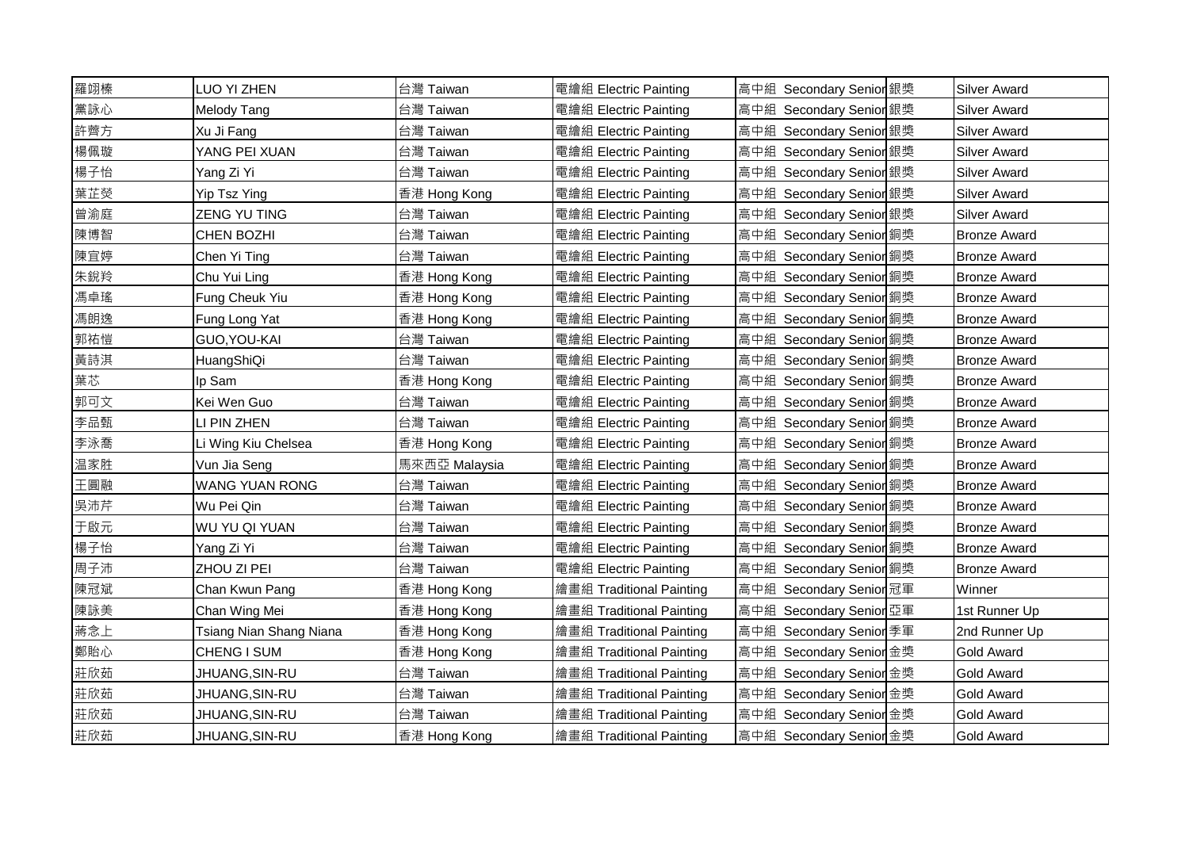| | | | | | |
|---|---|---|---|---|---|
| 羅翊榛 | LUO YI ZHEN | 台灣 Taiwan | 電繪組 Electric Painting | 高中組 Secondary Senior 銀獎 | Silver Award |
| 黨詠心 | Melody Tang | 台灣 Taiwan | 電繪組 Electric Painting | 高中組 Secondary Senior 銀獎 | Silver Award |
| 許薺方 | Xu Ji Fang | 台灣 Taiwan | 電繪組 Electric Painting | 高中組 Secondary Senior 銀獎 | Silver Award |
| 楊佩璇 | YANG PEI XUAN | 台灣 Taiwan | 電繪組 Electric Painting | 高中組 Secondary Senior 銀獎 | Silver Award |
| 楊子怡 | Yang Zi Yi | 台灣 Taiwan | 電繪組 Electric Painting | 高中組 Secondary Senior 銀獎 | Silver Award |
| 葉芷熒 | Yip Tsz Ying | 香港 Hong Kong | 電繪組 Electric Painting | 高中組 Secondary Senior 銀獎 | Silver Award |
| 曾渝庭 | ZENG YU TING | 台灣 Taiwan | 電繪組 Electric Painting | 高中組 Secondary Senior 銀獎 | Silver Award |
| 陳博智 | CHEN BOZHI | 台灣 Taiwan | 電繪組 Electric Painting | 高中組 Secondary Senior 銅獎 | Bronze Award |
| 陳宜婷 | Chen Yi Ting | 台灣 Taiwan | 電繪組 Electric Painting | 高中組 Secondary Senior 銅獎 | Bronze Award |
| 朱銳羚 | Chu Yui Ling | 香港 Hong Kong | 電繪組 Electric Painting | 高中組 Secondary Senior 銅獎 | Bronze Award |
| 馮卓瑤 | Fung Cheuk Yiu | 香港 Hong Kong | 電繪組 Electric Painting | 高中組 Secondary Senior 銅獎 | Bronze Award |
| 馮朗逸 | Fung Long Yat | 香港 Hong Kong | 電繪組 Electric Painting | 高中組 Secondary Senior 銅獎 | Bronze Award |
| 郭祐愷 | GUO,YOU-KAI | 台灣 Taiwan | 電繪組 Electric Painting | 高中組 Secondary Senior 銅獎 | Bronze Award |
| 黃詩淇 | HuangShiQi | 台灣 Taiwan | 電繪組 Electric Painting | 高中組 Secondary Senior 銅獎 | Bronze Award |
| 葉芯 | Ip Sam | 香港 Hong Kong | 電繪組 Electric Painting | 高中組 Secondary Senior 銅獎 | Bronze Award |
| 郭可文 | Kei Wen Guo | 台灣 Taiwan | 電繪組 Electric Painting | 高中組 Secondary Senior 銅獎 | Bronze Award |
| 李品甄 | LI PIN ZHEN | 台灣 Taiwan | 電繪組 Electric Painting | 高中組 Secondary Senior 銅獎 | Bronze Award |
| 李泳喬 | Li Wing Kiu Chelsea | 香港 Hong Kong | 電繪組 Electric Painting | 高中組 Secondary Senior 銅獎 | Bronze Award |
| 溫家胜 | Vun Jia Seng | 馬來西亞 Malaysia | 電繪組 Electric Painting | 高中組 Secondary Senior 銅獎 | Bronze Award |
| 王圓融 | WANG YUAN RONG | 台灣 Taiwan | 電繪組 Electric Painting | 高中組 Secondary Senior 銅獎 | Bronze Award |
| 吳沛芹 | Wu Pei Qin | 台灣 Taiwan | 電繪組 Electric Painting | 高中組 Secondary Senior 銅獎 | Bronze Award |
| 于啟元 | WU YU QI YUAN | 台灣 Taiwan | 電繪組 Electric Painting | 高中組 Secondary Senior 銅獎 | Bronze Award |
| 楊子怡 | Yang Zi Yi | 台灣 Taiwan | 電繪組 Electric Painting | 高中組 Secondary Senior 銅獎 | Bronze Award |
| 周子沛 | ZHOU ZI PEI | 台灣 Taiwan | 電繪組 Electric Painting | 高中組 Secondary Senior 銅獎 | Bronze Award |
| 陳冠斌 | Chan Kwun Pang | 香港 Hong Kong | 繪畫組 Traditional Painting | 高中組 Secondary Senior 冠軍 | Winner |
| 陳詠美 | Chan Wing Mei | 香港 Hong Kong | 繪畫組 Traditional Painting | 高中組 Secondary Senior 亞軍 | 1st Runner Up |
| 蔣念上 | Tsiang Nian Shang Niana | 香港 Hong Kong | 繪畫組 Traditional Painting | 高中組 Secondary Senior 季軍 | 2nd Runner Up |
| 鄭貽心 | CHENG I SUM | 香港 Hong Kong | 繪畫組 Traditional Painting | 高中組 Secondary Senior 金獎 | Gold Award |
| 莊欣茹 | JHUANG,SIN-RU | 台灣 Taiwan | 繪畫組 Traditional Painting | 高中組 Secondary Senior 金獎 | Gold Award |
| 莊欣茹 | JHUANG,SIN-RU | 台灣 Taiwan | 繪畫組 Traditional Painting | 高中組 Secondary Senior 金獎 | Gold Award |
| 莊欣茹 | JHUANG,SIN-RU | 台灣 Taiwan | 繪畫組 Traditional Painting | 高中組 Secondary Senior 金獎 | Gold Award |
| 莊欣茹 | JHUANG,SIN-RU | 香港 Hong Kong | 繪畫組 Traditional Painting | 高中組 Secondary Senior 金獎 | Gold Award |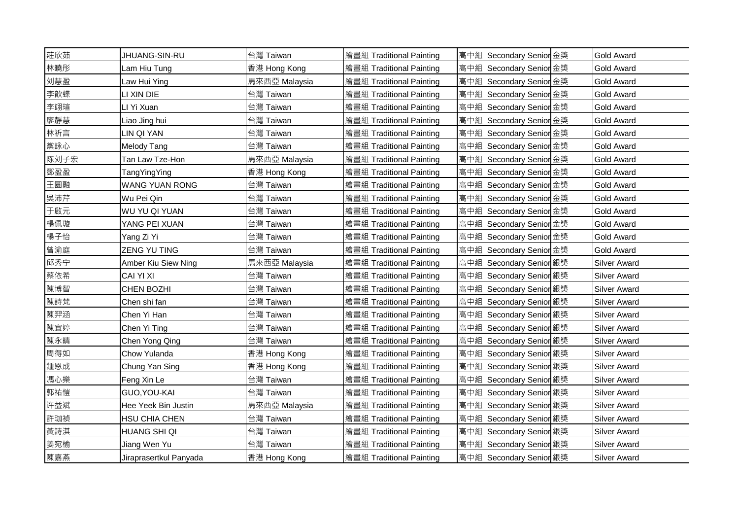| 莊欣茹 | JHUANG-SIN-RU | 台灣 Taiwan | 繪畫組 Traditional Painting | 高中組 Secondary Senior | 金獎 | Gold Award |
|---|---|---|---|---|---|---|
| 林曉彤 | Lam Hiu Tung | 香港 Hong Kong | 繪畫組 Traditional Painting | 高中組 Secondary Senior | 金獎 | Gold Award |
| 刘慧盈 | Law Hui Ying | 馬來西亞 Malaysia | 繪畫組 Traditional Painting | 高中組 Secondary Senior | 金獎 | Gold Award |
| 李歆蝶 | LI XIN DIE | 台灣 Taiwan | 繪畫組 Traditional Painting | 高中組 Secondary Senior | 金獎 | Gold Award |
| 李翊瑄 | LI Yi Xuan | 台灣 Taiwan | 繪畫組 Traditional Painting | 高中組 Secondary Senior | 金獎 | Gold Award |
| 廖靜慧 | Liao Jing hui | 台灣 Taiwan | 繪畫組 Traditional Painting | 高中組 Secondary Senior | 金獎 | Gold Award |
| 林祈言 | LIN QI YAN | 台灣 Taiwan | 繪畫組 Traditional Painting | 高中組 Secondary Senior | 金獎 | Gold Award |
| 黨詠心 | Melody Tang | 台灣 Taiwan | 繪畫組 Traditional Painting | 高中組 Secondary Senior | 金獎 | Gold Award |
| 陈刘子宏 | Tan Law Tze-Hon | 馬來西亞 Malaysia | 繪畫組 Traditional Painting | 高中組 Secondary Senior | 金獎 | Gold Award |
| 鄧盈盈 | TangYingYing | 香港 Hong Kong | 繪畫組 Traditional Painting | 高中組 Secondary Senior | 金獎 | Gold Award |
| 王圓融 | WANG YUAN RONG | 台灣 Taiwan | 繪畫組 Traditional Painting | 高中組 Secondary Senior | 金獎 | Gold Award |
| 吳沛芹 | Wu Pei Qin | 台灣 Taiwan | 繪畫組 Traditional Painting | 高中組 Secondary Senior | 金獎 | Gold Award |
| 于啟元 | WU YU QI YUAN | 台灣 Taiwan | 繪畫組 Traditional Painting | 高中組 Secondary Senior | 金獎 | Gold Award |
| 楊佩璇 | YANG PEI XUAN | 台灣 Taiwan | 繪畫組 Traditional Painting | 高中組 Secondary Senior | 金獎 | Gold Award |
| 楊子怡 | Yang Zi Yi | 台灣 Taiwan | 繪畫組 Traditional Painting | 高中組 Secondary Senior | 金獎 | Gold Award |
| 曾渝庭 | ZENG YU TING | 台灣 Taiwan | 繪畫組 Traditional Painting | 高中組 Secondary Senior | 金獎 | Gold Award |
| 邱秀宁 | Amber Kiu Siew Ning | 馬來西亞 Malaysia | 繪畫組 Traditional Painting | 高中組 Secondary Senior | 銀獎 | Silver Award |
| 蔡依希 | CAI YI XI | 台灣 Taiwan | 繪畫組 Traditional Painting | 高中組 Secondary Senior | 銀獎 | Silver Award |
| 陳博智 | CHEN BOZHI | 台灣 Taiwan | 繪畫組 Traditional Painting | 高中組 Secondary Senior | 銀獎 | Silver Award |
| 陳詩梵 | Chen shi fan | 台灣 Taiwan | 繪畫組 Traditional Painting | 高中組 Secondary Senior | 銀獎 | Silver Award |
| 陳羿涵 | Chen Yi Han | 台灣 Taiwan | 繪畫組 Traditional Painting | 高中組 Secondary Senior | 銀獎 | Silver Award |
| 陳宜婷 | Chen Yi Ting | 台灣 Taiwan | 繪畫組 Traditional Painting | 高中組 Secondary Senior | 銀獎 | Silver Award |
| 陳永晴 | Chen Yong Qing | 台灣 Taiwan | 繪畫組 Traditional Painting | 高中組 Secondary Senior | 銀獎 | Silver Award |
| 周得如 | Chow Yulanda | 香港 Hong Kong | 繪畫組 Traditional Painting | 高中組 Secondary Senior | 銀獎 | Silver Award |
| 鍾恩成 | Chung Yan Sing | 香港 Hong Kong | 繪畫組 Traditional Painting | 高中組 Secondary Senior | 銀獎 | Silver Award |
| 馮心樂 | Feng Xin Le | 台灣 Taiwan | 繪畫組 Traditional Painting | 高中組 Secondary Senior | 銀獎 | Silver Award |
| 郭祐愷 | GUO,YOU-KAI | 台灣 Taiwan | 繪畫組 Traditional Painting | 高中組 Secondary Senior | 銀獎 | Silver Award |
| 许益斌 | Hee Yeek Bin Justin | 馬來西亞 Malaysia | 繪畫組 Traditional Painting | 高中組 Secondary Senior | 銀獎 | Silver Award |
| 許珈禎 | HSU CHIA CHEN | 台灣 Taiwan | 繪畫組 Traditional Painting | 高中組 Secondary Senior | 銀獎 | Silver Award |
| 黃詩淇 | HUANG SHI QI | 台灣 Taiwan | 繪畫組 Traditional Painting | 高中組 Secondary Senior | 銀獎 | Silver Award |
| 姜宛榆 | Jiang Wen Yu | 台灣 Taiwan | 繪畫組 Traditional Painting | 高中組 Secondary Senior | 銀獎 | Silver Award |
| 陳嘉燕 | Jiraprasertkul Panyada | 香港 Hong Kong | 繪畫組 Traditional Painting | 高中組 Secondary Senior | 銀獎 | Silver Award |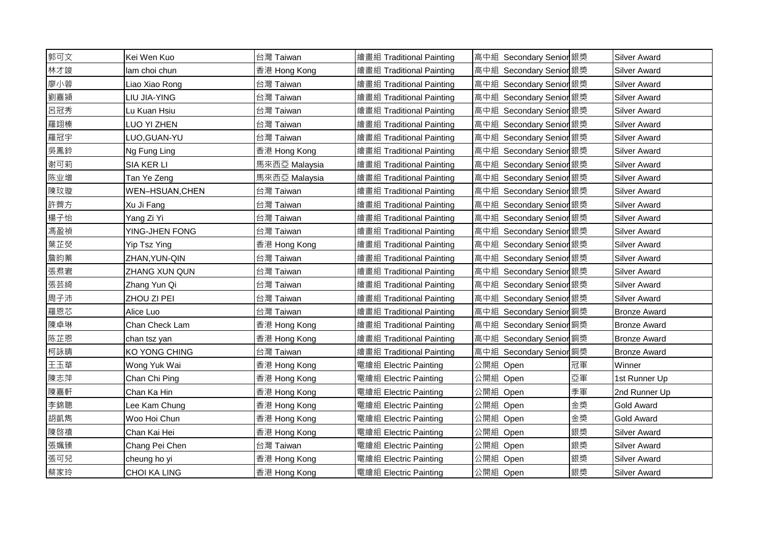| | | | | | | |
|---|---|---|---|---|---|---|
| 郭可文 | Kei Wen Kuo | 台灣 Taiwan | 繪畫組 Traditional Painting | 高中組 Secondary Senior | 銀獎 | Silver Award |
| 林才竣 | lam choi chun | 香港 Hong Kong | 繪畫組 Traditional Painting | 高中組 Secondary Senior | 銀獎 | Silver Award |
| 廖小蓉 | Liao Xiao Rong | 台灣 Taiwan | 繪畫組 Traditional Painting | 高中組 Secondary Senior | 銀獎 | Silver Award |
| 劉嘉潁 | LIU JIA-YING | 台灣 Taiwan | 繪畫組 Traditional Painting | 高中組 Secondary Senior | 銀獎 | Silver Award |
| 呂冠秀 | Lu Kuan Hsiu | 台灣 Taiwan | 繪畫組 Traditional Painting | 高中組 Secondary Senior | 銀獎 | Silver Award |
| 羅翊榛 | LUO YI ZHEN | 台灣 Taiwan | 繪畫組 Traditional Painting | 高中組 Secondary Senior | 銀獎 | Silver Award |
| 羅冠宇 | LUO,GUAN-YU | 台灣 Taiwan | 繪畫組 Traditional Painting | 高中組 Secondary Senior | 銀獎 | Silver Award |
| 吳鳳鈴 | Ng Fung Ling | 香港 Hong Kong | 繪畫組 Traditional Painting | 高中組 Secondary Senior | 銀獎 | Silver Award |
| 谢可莉 | SIA KER LI | 馬來西亞 Malaysia | 繪畫組 Traditional Painting | 高中組 Secondary Senior | 銀獎 | Silver Award |
| 陈业增 | Tan Ye Zeng | 馬來西亞 Malaysia | 繪畫組 Traditional Painting | 高中組 Secondary Senior | 銀獎 | Silver Award |
| 陳玟璇 | WEN–HSUAN,CHEN | 台灣 Taiwan | 繪畫組 Traditional Painting | 高中組 Secondary Senior | 銀獎 | Silver Award |
| 許霽方 | Xu Ji Fang | 台灣 Taiwan | 繪畫組 Traditional Painting | 高中組 Secondary Senior | 銀獎 | Silver Award |
| 楊子怡 | Yang Zi Yi | 台灣 Taiwan | 繪畫組 Traditional Painting | 高中組 Secondary Senior | 銀獎 | Silver Award |
| 馮盈禎 | YING-JHEN FONG | 台灣 Taiwan | 繪畫組 Traditional Painting | 高中組 Secondary Senior | 銀獎 | Silver Award |
| 葉芷熒 | Yip Tsz Ying | 香港 Hong Kong | 繪畫組 Traditional Painting | 高中組 Secondary Senior | 銀獎 | Silver Award |
| 詹昀蓁 | ZHAN,YUN-QIN | 台灣 Taiwan | 繪畫組 Traditional Painting | 高中組 Secondary Senior | 銀獎 | Silver Award |
| 張焄宭 | ZHANG XUN QUN | 台灣 Taiwan | 繪畫組 Traditional Painting | 高中組 Secondary Senior | 銀獎 | Silver Award |
| 張芸綺 | Zhang Yun Qi | 台灣 Taiwan | 繪畫組 Traditional Painting | 高中組 Secondary Senior | 銀獎 | Silver Award |
| 周子沛 | ZHOU ZI PEI | 台灣 Taiwan | 繪畫組 Traditional Painting | 高中組 Secondary Senior | 銀獎 | Silver Award |
| 羅恩芯 | Alice Luo | 台灣 Taiwan | 繪畫組 Traditional Painting | 高中組 Secondary Senior | 銅獎 | Bronze Award |
| 陳卓琳 | Chan Check Lam | 香港 Hong Kong | 繪畫組 Traditional Painting | 高中組 Secondary Senior | 銅獎 | Bronze Award |
| 陈芷恩 | chan tsz yan | 香港 Hong Kong | 繪畫組 Traditional Painting | 高中組 Secondary Senior | 銅獎 | Bronze Award |
| 柯詠晴 | KO YONG CHING | 台灣 Taiwan | 繪畫組 Traditional Painting | 高中組 Secondary Senior | 銅獎 | Bronze Award |
| 王玉華 | Wong Yuk Wai | 香港 Hong Kong | 電繪組 Electric Painting | 公開組 Open | 冠軍 | Winner |
| 陳志萍 | Chan Chi Ping | 香港 Hong Kong | 電繪組 Electric Painting | 公開組 Open | 亞軍 | 1st Runner Up |
| 陳嘉軒 | Chan Ka Hin | 香港 Hong Kong | 電繪組 Electric Painting | 公開組 Open | 季軍 | 2nd Runner Up |
| 李錦聰 | Lee Kam Chung | 香港 Hong Kong | 電繪組 Electric Painting | 公開組 Open | 金獎 | Gold Award |
| 胡凱雋 | Woo Hoi Chun | 香港 Hong Kong | 電繪組 Electric Painting | 公開組 Open | 金獎 | Gold Award |
| 陳啓禧 | Chan Kai Hei | 香港 Hong Kong | 電繪組 Electric Painting | 公開組 Open | 銀獎 | Silver Award |
| 張姵臻 | Chang Pei Chen | 台灣 Taiwan | 電繪組 Electric Painting | 公開組 Open | 銀獎 | Silver Award |
| 張可兒 | cheung ho yi | 香港 Hong Kong | 電繪組 Electric Painting | 公開組 Open | 銀獎 | Silver Award |
| 蔡家玲 | CHOI KA LING | 香港 Hong Kong | 電繪組 Electric Painting | 公開組 Open | 銀獎 | Silver Award |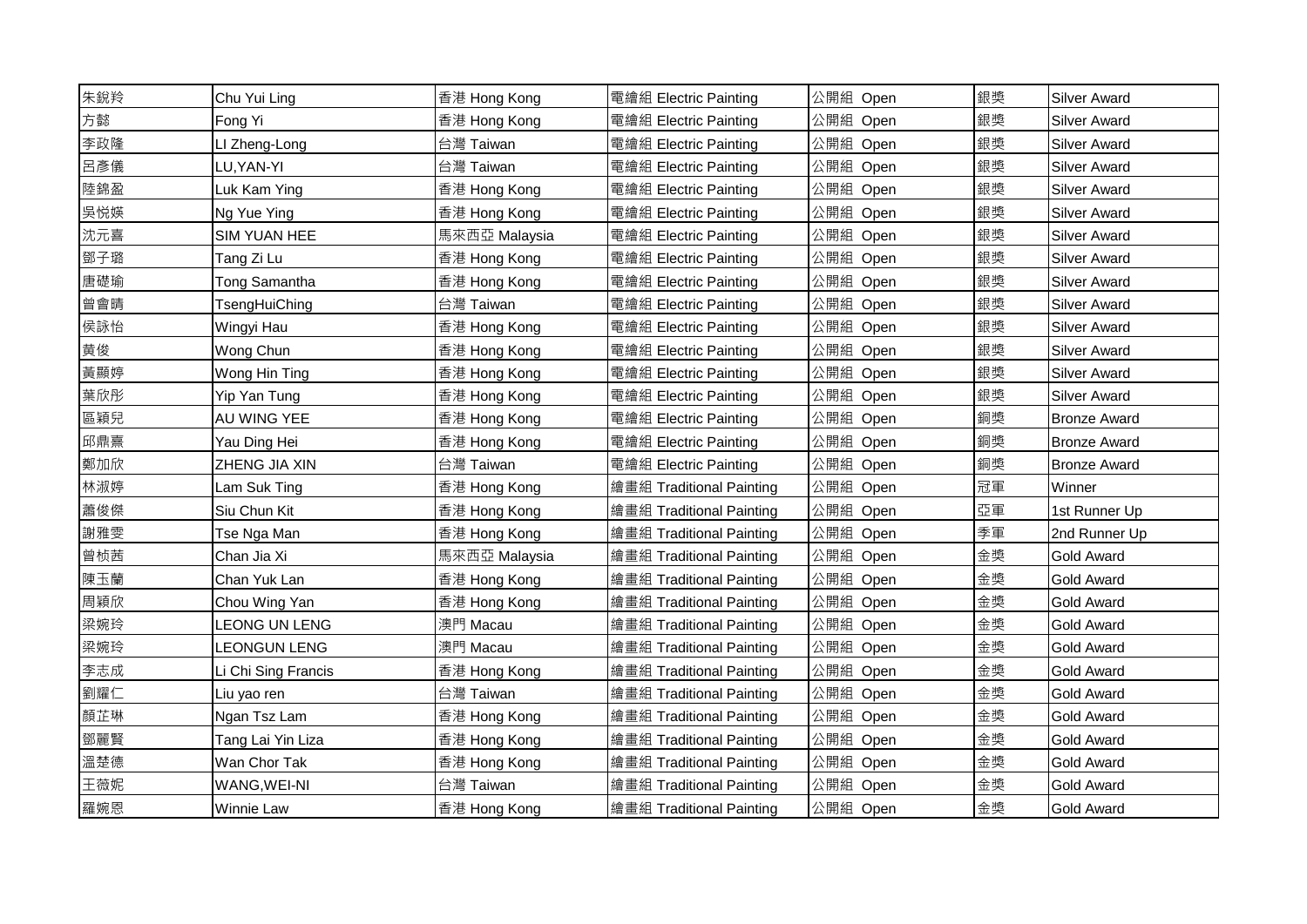| 朱銳羚 | Chu Yui Ling | 香港 Hong Kong | 電繪組 Electric Painting | 公開組 Open | 銀獎 | Silver Award |
|---|---|---|---|---|---|---|
| 方懿 | Fong Yi | 香港 Hong Kong | 電繪組 Electric Painting | 公開組 Open | 銀獎 | Silver Award |
| 李政隆 | LI Zheng-Long | 台灣 Taiwan | 電繪組 Electric Painting | 公開組 Open | 銀獎 | Silver Award |
| 呂彥儀 | LU,YAN-YI | 台灣 Taiwan | 電繪組 Electric Painting | 公開組 Open | 銀獎 | Silver Award |
| 陸錦盈 | Luk Kam Ying | 香港 Hong Kong | 電繪組 Electric Painting | 公開組 Open | 銀獎 | Silver Award |
| 吳悅媖 | Ng Yue Ying | 香港 Hong Kong | 電繪組 Electric Painting | 公開組 Open | 銀獎 | Silver Award |
| 沈元喜 | SIM YUAN HEE | 馬來西亞 Malaysia | 電繪組 Electric Painting | 公開組 Open | 銀獎 | Silver Award |
| 鄧子璐 | Tang Zi Lu | 香港 Hong Kong | 電繪組 Electric Painting | 公開組 Open | 銀獎 | Silver Award |
| 唐礎瑜 | Tong Samantha | 香港 Hong Kong | 電繪組 Electric Painting | 公開組 Open | 銀獎 | Silver Award |
| 曾會晴 | TsengHuiChing | 台灣 Taiwan | 電繪組 Electric Painting | 公開組 Open | 銀獎 | Silver Award |
| 侯詠怡 | Wingyi Hau | 香港 Hong Kong | 電繪組 Electric Painting | 公開組 Open | 銀獎 | Silver Award |
| 黃俊 | Wong Chun | 香港 Hong Kong | 電繪組 Electric Painting | 公開組 Open | 銀獎 | Silver Award |
| 黃顯婷 | Wong Hin Ting | 香港 Hong Kong | 電繪組 Electric Painting | 公開組 Open | 銀獎 | Silver Award |
| 葉欣彤 | Yip Yan Tung | 香港 Hong Kong | 電繪組 Electric Painting | 公開組 Open | 銀獎 | Silver Award |
| 區穎兒 | AU WING YEE | 香港 Hong Kong | 電繪組 Electric Painting | 公開組 Open | 銅獎 | Bronze Award |
| 邱鼎熹 | Yau Ding Hei | 香港 Hong Kong | 電繪組 Electric Painting | 公開組 Open | 銅獎 | Bronze Award |
| 鄭加欣 | ZHENG JIA XIN | 台灣 Taiwan | 電繪組 Electric Painting | 公開組 Open | 銅獎 | Bronze Award |
| 林淑婷 | Lam Suk Ting | 香港 Hong Kong | 繪畫組 Traditional Painting | 公開組 Open | 冠軍 | Winner |
| 蕭俊傑 | Siu Chun Kit | 香港 Hong Kong | 繪畫組 Traditional Painting | 公開組 Open | 亞軍 | 1st Runner Up |
| 謝雅雯 | Tse Nga Man | 香港 Hong Kong | 繪畫組 Traditional Painting | 公開組 Open | 季軍 | 2nd Runner Up |
| 曾桢茜 | Chan Jia Xi | 馬來西亞 Malaysia | 繪畫組 Traditional Painting | 公開組 Open | 金獎 | Gold Award |
| 陳玉蘭 | Chan Yuk Lan | 香港 Hong Kong | 繪畫組 Traditional Painting | 公開組 Open | 金獎 | Gold Award |
| 周穎欣 | Chou Wing Yan | 香港 Hong Kong | 繪畫組 Traditional Painting | 公開組 Open | 金獎 | Gold Award |
| 梁婉玲 | LEONG UN LENG | 澳門 Macau | 繪畫組 Traditional Painting | 公開組 Open | 金獎 | Gold Award |
| 梁婉玲 | LEONGUN LENG | 澳門 Macau | 繪畫組 Traditional Painting | 公開組 Open | 金獎 | Gold Award |
| 李志成 | Li Chi Sing Francis | 香港 Hong Kong | 繪畫組 Traditional Painting | 公開組 Open | 金獎 | Gold Award |
| 劉耀仁 | Liu yao ren | 台灣 Taiwan | 繪畫組 Traditional Painting | 公開組 Open | 金獎 | Gold Award |
| 顏芷琳 | Ngan Tsz Lam | 香港 Hong Kong | 繪畫組 Traditional Painting | 公開組 Open | 金獎 | Gold Award |
| 鄧麗賢 | Tang Lai Yin Liza | 香港 Hong Kong | 繪畫組 Traditional Painting | 公開組 Open | 金獎 | Gold Award |
| 溫楚德 | Wan Chor Tak | 香港 Hong Kong | 繪畫組 Traditional Painting | 公開組 Open | 金獎 | Gold Award |
| 王薇妮 | WANG,WEI-NI | 台灣 Taiwan | 繪畫組 Traditional Painting | 公開組 Open | 金獎 | Gold Award |
| 羅婉恩 | Winnie Law | 香港 Hong Kong | 繪畫組 Traditional Painting | 公開組 Open | 金獎 | Gold Award |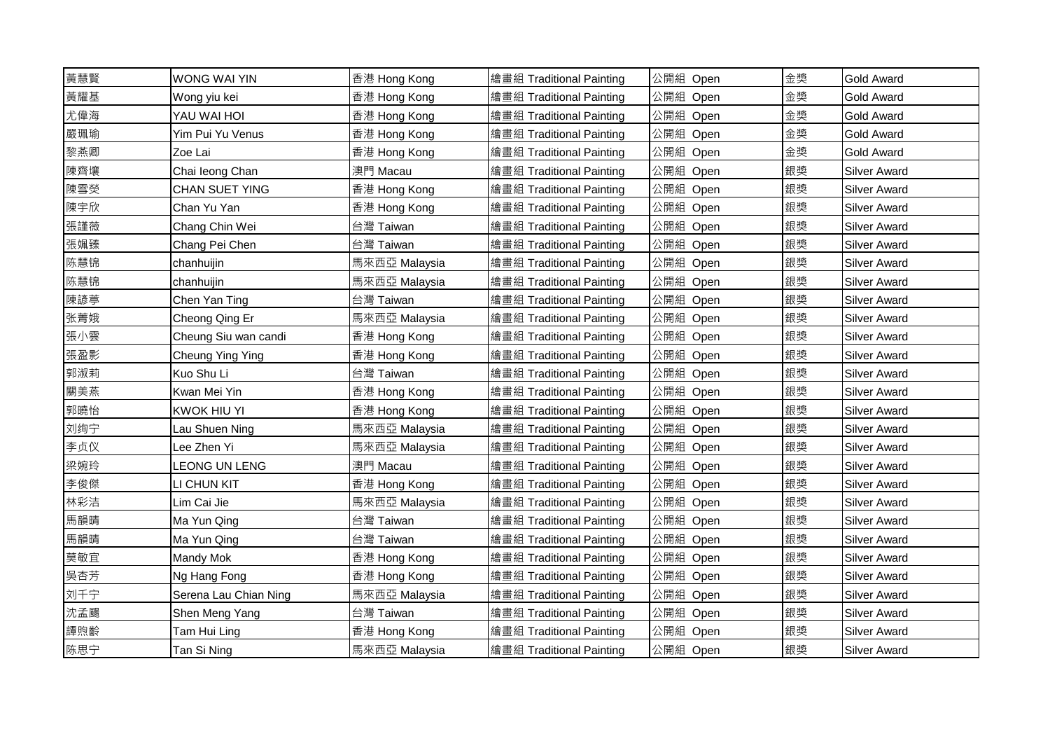| 黃慧賢 | WONG WAI YIN | 香港 Hong Kong | 繪畫組 Traditional Painting | 公開組 Open | 金獎 | Gold Award |
|---|---|---|---|---|---|---|
| 黃耀基 | Wong yiu kei | 香港 Hong Kong | 繪畫組 Traditional Painting | 公開組 Open | 金獎 | Gold Award |
| 尤偉海 | YAU WAI HOI | 香港 Hong Kong | 繪畫組 Traditional Painting | 公開組 Open | 金獎 | Gold Award |
| 嚴珮瑜 | Yim Pui Yu Venus | 香港 Hong Kong | 繪畫組 Traditional Painting | 公開組 Open | 金獎 | Gold Award |
| 黎燕卿 | Zoe Lai | 香港 Hong Kong | 繪畫組 Traditional Painting | 公開組 Open | 金獎 | Gold Award |
| 陳齊壤 | Chai Ieong Chan | 澳門 Macau | 繪畫組 Traditional Painting | 公開組 Open | 銀獎 | Silver Award |
| 陳雪熒 | CHAN SUET YING | 香港 Hong Kong | 繪畫組 Traditional Painting | 公開組 Open | 銀獎 | Silver Award |
| 陳宇欣 | Chan Yu Yan | 香港 Hong Kong | 繪畫組 Traditional Painting | 公開組 Open | 銀獎 | Silver Award |
| 張謹薇 | Chang Chin Wei | 台灣 Taiwan | 繪畫組 Traditional Painting | 公開組 Open | 銀獎 | Silver Award |
| 張姵臻 | Chang Pei Chen | 台灣 Taiwan | 繪畫組 Traditional Painting | 公開組 Open | 銀獎 | Silver Award |
| 陈慧锦 | chanhuijin | 馬來西亞 Malaysia | 繪畫組 Traditional Painting | 公開組 Open | 銀獎 | Silver Award |
| 陈慧锦 | chanhuijin | 馬來西亞 Malaysia | 繪畫組 Traditional Painting | 公開組 Open | 銀獎 | Silver Award |
| 陳諺葶 | Chen Yan Ting | 台灣 Taiwan | 繪畫組 Traditional Painting | 公開組 Open | 銀獎 | Silver Award |
| 张菁娥 | Cheong Qing Er | 馬來西亞 Malaysia | 繪畫組 Traditional Painting | 公開組 Open | 銀獎 | Silver Award |
| 張小雲 | Cheung Siu wan candi | 香港 Hong Kong | 繪畫組 Traditional Painting | 公開組 Open | 銀獎 | Silver Award |
| 張盈影 | Cheung Ying Ying | 香港 Hong Kong | 繪畫組 Traditional Painting | 公開組 Open | 銀獎 | Silver Award |
| 郭淑莉 | Kuo Shu Li | 台灣 Taiwan | 繪畫組 Traditional Painting | 公開組 Open | 銀獎 | Silver Award |
| 關美燕 | Kwan Mei Yin | 香港 Hong Kong | 繪畫組 Traditional Painting | 公開組 Open | 銀獎 | Silver Award |
| 郭曉怡 | KWOK HIU YI | 香港 Hong Kong | 繪畫組 Traditional Painting | 公開組 Open | 銀獎 | Silver Award |
| 刘绚宁 | Lau Shuen Ning | 馬來西亞 Malaysia | 繪畫組 Traditional Painting | 公開組 Open | 銀獎 | Silver Award |
| 李贞仪 | Lee Zhen Yi | 馬來西亞 Malaysia | 繪畫組 Traditional Painting | 公開組 Open | 銀獎 | Silver Award |
| 梁婉玲 | LEONG UN LENG | 澳門 Macau | 繪畫組 Traditional Painting | 公開組 Open | 銀獎 | Silver Award |
| 李俊傑 | LI CHUN KIT | 香港 Hong Kong | 繪畫組 Traditional Painting | 公開組 Open | 銀獎 | Silver Award |
| 林彩洁 | Lim Cai Jie | 馬來西亞 Malaysia | 繪畫組 Traditional Painting | 公開組 Open | 銀獎 | Silver Award |
| 馬韻晴 | Ma Yun Qing | 台灣 Taiwan | 繪畫組 Traditional Painting | 公開組 Open | 銀獎 | Silver Award |
| 馬韻晴 | Ma Yun Qing | 台灣 Taiwan | 繪畫組 Traditional Painting | 公開組 Open | 銀獎 | Silver Award |
| 莫敏宜 | Mandy Mok | 香港 Hong Kong | 繪畫組 Traditional Painting | 公開組 Open | 銀獎 | Silver Award |
| 吳杏芳 | Ng Hang Fong | 香港 Hong Kong | 繪畫組 Traditional Painting | 公開組 Open | 銀獎 | Silver Award |
| 刘千宁 | Serena Lau Chian Ning | 馬來西亞 Malaysia | 繪畫組 Traditional Painting | 公開組 Open | 銀獎 | Silver Award |
| 沈孟颺 | Shen Meng Yang | 台灣 Taiwan | 繪畫組 Traditional Painting | 公開組 Open | 銀獎 | Silver Award |
| 譚煦齡 | Tam Hui Ling | 香港 Hong Kong | 繪畫組 Traditional Painting | 公開組 Open | 銀獎 | Silver Award |
| 陈思宁 | Tan Si Ning | 馬來西亞 Malaysia | 繪畫組 Traditional Painting | 公開組 Open | 銀獎 | Silver Award |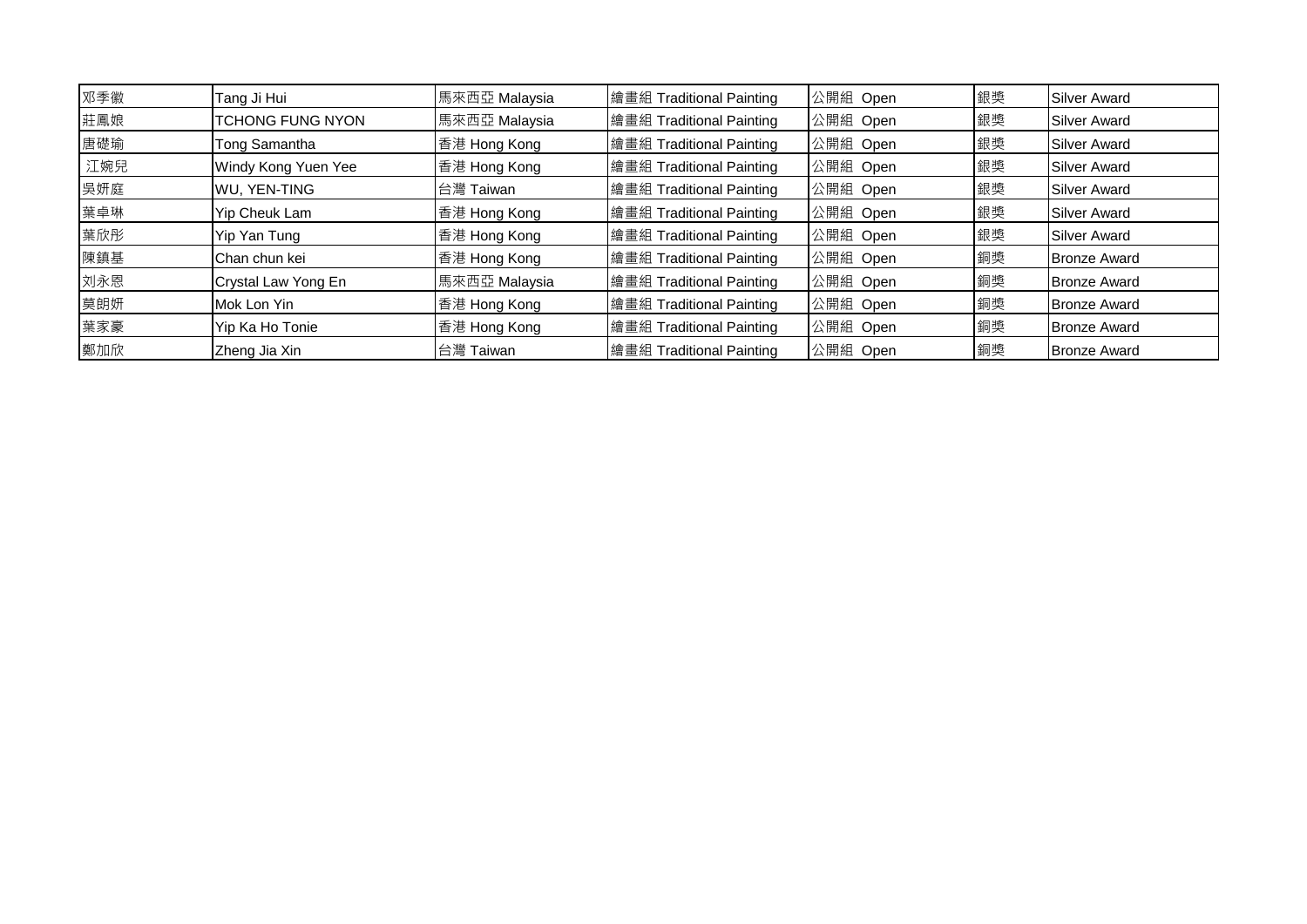| | | | | | | |
|---|---|---|---|---|---|---|
| 邓季徽 | Tang Ji Hui | 馬來西亞 Malaysia | 繪畫組 Traditional Painting | 公開組 Open | 銀獎 | Silver Award |
| 莊鳳娘 | TCHONG FUNG NYON | 馬來西亞 Malaysia | 繪畫組 Traditional Painting | 公開組 Open | 銀獎 | Silver Award |
| 唐礎瑜 | Tong Samantha | 香港 Hong Kong | 繪畫組 Traditional Painting | 公開組 Open | 銀獎 | Silver Award |
| 江婉兒 | Windy Kong Yuen Yee | 香港 Hong Kong | 繪畫組 Traditional Painting | 公開組 Open | 銀獎 | Silver Award |
| 吳妍庭 | WU, YEN-TING | 台灣 Taiwan | 繪畫組 Traditional Painting | 公開組 Open | 銀獎 | Silver Award |
| 葉卓琳 | Yip Cheuk Lam | 香港 Hong Kong | 繪畫組 Traditional Painting | 公開組 Open | 銀獎 | Silver Award |
| 葉欣彤 | Yip Yan Tung | 香港 Hong Kong | 繪畫組 Traditional Painting | 公開組 Open | 銀獎 | Silver Award |
| 陳鎮基 | Chan chun kei | 香港 Hong Kong | 繪畫組 Traditional Painting | 公開組 Open | 銅獎 | Bronze Award |
| 刘永恩 | Crystal Law Yong En | 馬來西亞 Malaysia | 繪畫組 Traditional Painting | 公開組 Open | 銅獎 | Bronze Award |
| 莫朗妍 | Mok Lon Yin | 香港 Hong Kong | 繪畫組 Traditional Painting | 公開組 Open | 銅獎 | Bronze Award |
| 葉家豪 | Yip Ka Ho Tonie | 香港 Hong Kong | 繪畫組 Traditional Painting | 公開組 Open | 銅獎 | Bronze Award |
| 鄭加欣 | Zheng Jia Xin | 台灣 Taiwan | 繪畫組 Traditional Painting | 公開組 Open | 銅獎 | Bronze Award |